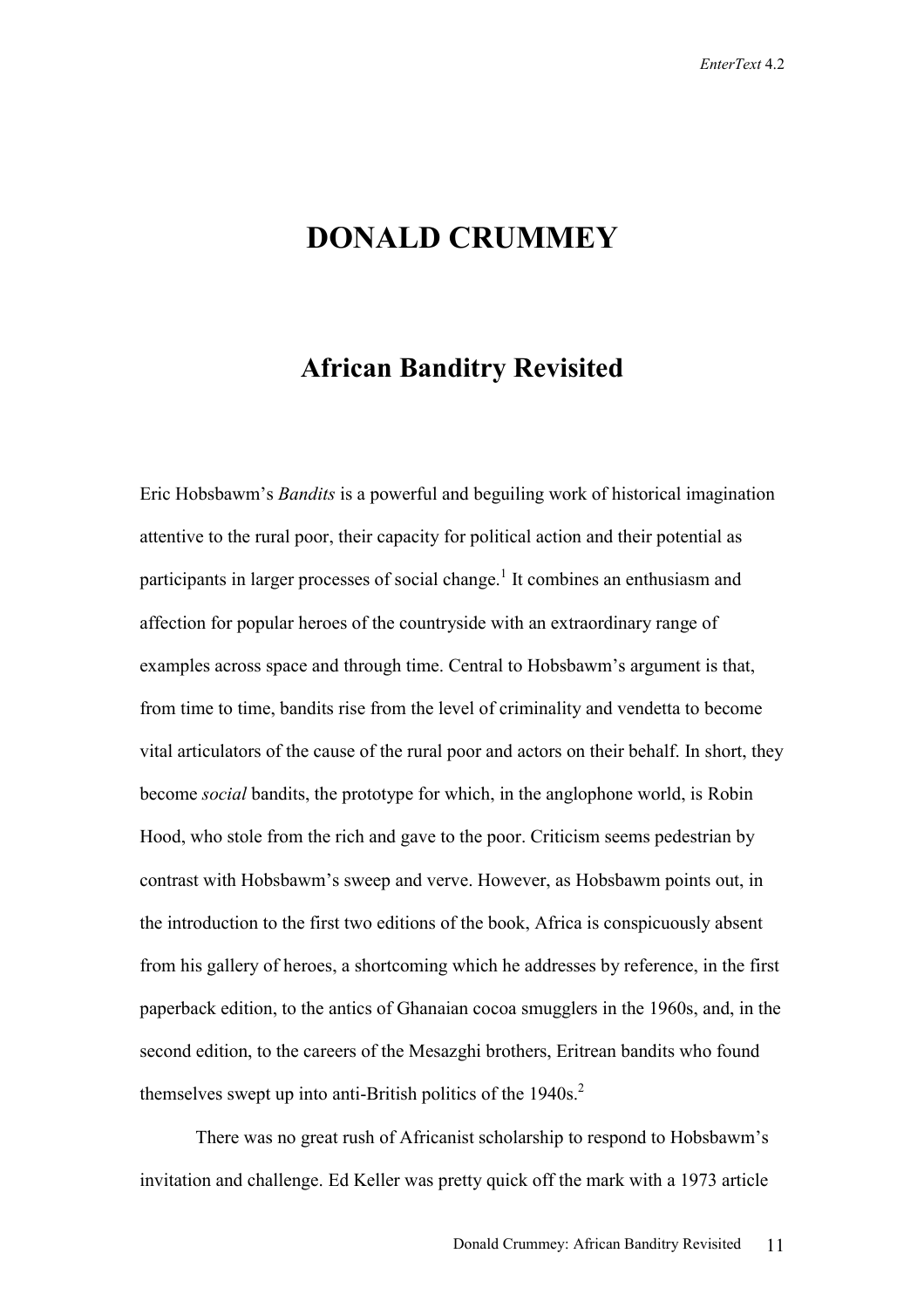# DONALD CRUMMEY

## African Banditry Revisited

Eric Hobsbawm's *Bandits* is a powerful and beguiling work of historical imagination attentive to the rural poor, their capacity for political action and their potential as participants in larger processes of social change.[1] It combines an enthusiasm and affection for popular heroes of the countryside with an extraordinary range of examples across space and through time. Central to Hobsbawm's argument is that, from time to time, bandits rise from the level of criminality and vendetta to become vital articulators of the cause of the rural poor and actors on their behalf. In short, they become *social* bandits, the prototype for which, in the anglophone world, is Robin Hood, who stole from the rich and gave to the poor. Criticism seems pedestrian by contrast with Hobsbawm's sweep and verve. However, as Hobsbawm points out, in the introduction to the first two editions of the book, Africa is conspicuously absent from his gallery of heroes, a shortcoming which he addresses by reference, in the first paperback edition, to the antics of Ghanaian cocoa smugglers in the 1960s, and, in the second edition, to the careers of the Mesazghi brothers, Eritrean bandits who found themselves swept up into anti-British politics of the 1940s.[2]

There was no great rush of Africanist scholarship to respond to Hobsbawm's invitation and challenge. Ed Keller was pretty quick off the mark with a 1973 article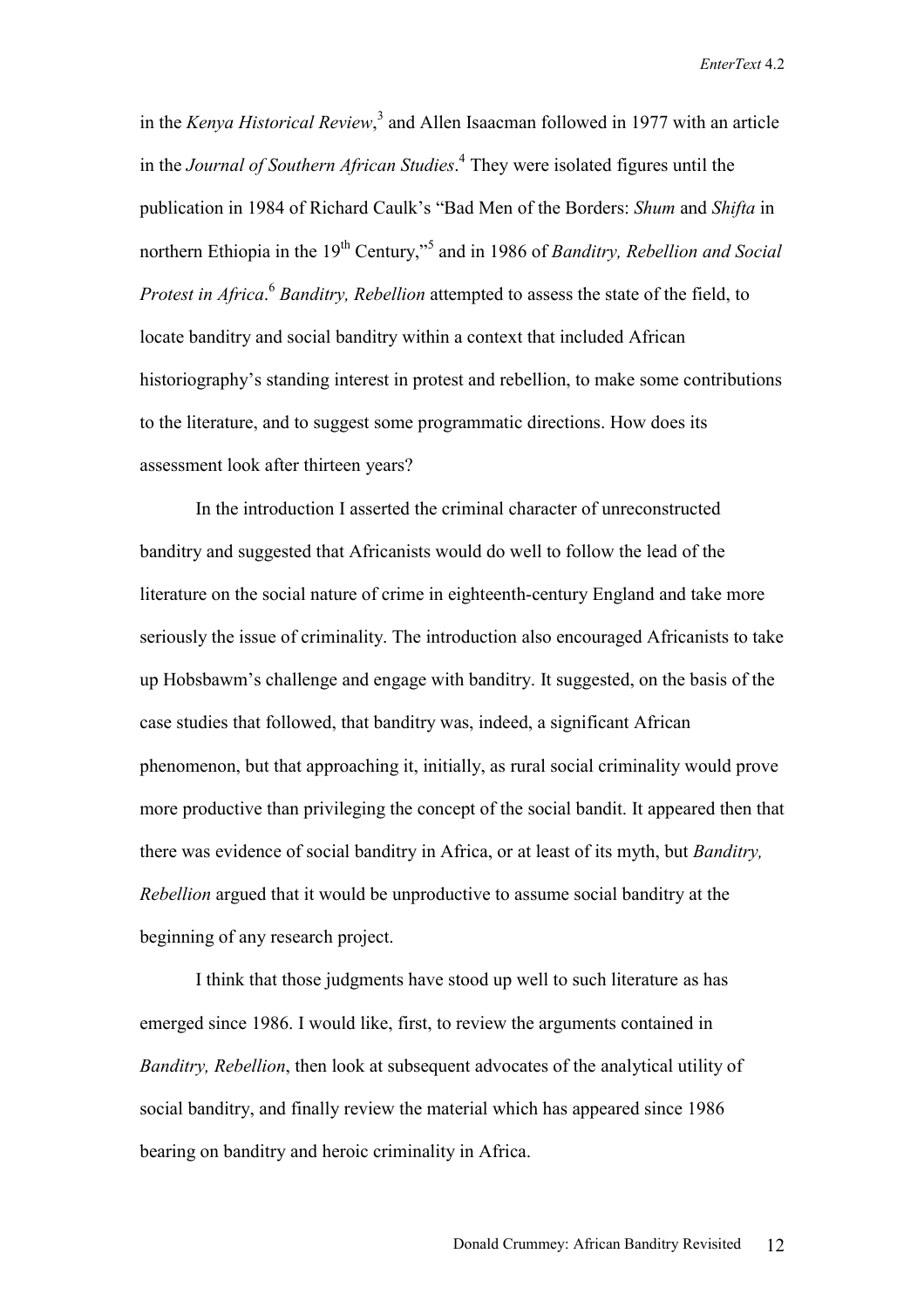in the *Kenya Historical Review*,[3] and Allen Isaacman followed in 1977 with an article in the *Journal of Southern African Studies*.[4] They were isolated figures until the publication in 1984 of Richard Caulk's "Bad Men of the Borders: *Shum* and *Shifta* in northern Ethiopia in the 19th Century,"[5] and in 1986 of *Banditry, Rebellion and Social Protest in Africa*.[6] *Banditry, Rebellion* attempted to assess the state of the field, to locate banditry and social banditry within a context that included African historiography's standing interest in protest and rebellion, to make some contributions to the literature, and to suggest some programmatic directions. How does its assessment look after thirteen years?

In the introduction I asserted the criminal character of unreconstructed banditry and suggested that Africanists would do well to follow the lead of the literature on the social nature of crime in eighteenth-century England and take more seriously the issue of criminality. The introduction also encouraged Africanists to take up Hobsbawm's challenge and engage with banditry. It suggested, on the basis of the case studies that followed, that banditry was, indeed, a significant African phenomenon, but that approaching it, initially, as rural social criminality would prove more productive than privileging the concept of the social bandit. It appeared then that there was evidence of social banditry in Africa, or at least of its myth, but *Banditry, Rebellion* argued that it would be unproductive to assume social banditry at the beginning of any research project.

I think that those judgments have stood up well to such literature as has emerged since 1986. I would like, first, to review the arguments contained in *Banditry, Rebellion*, then look at subsequent advocates of the analytical utility of social banditry, and finally review the material which has appeared since 1986 bearing on banditry and heroic criminality in Africa.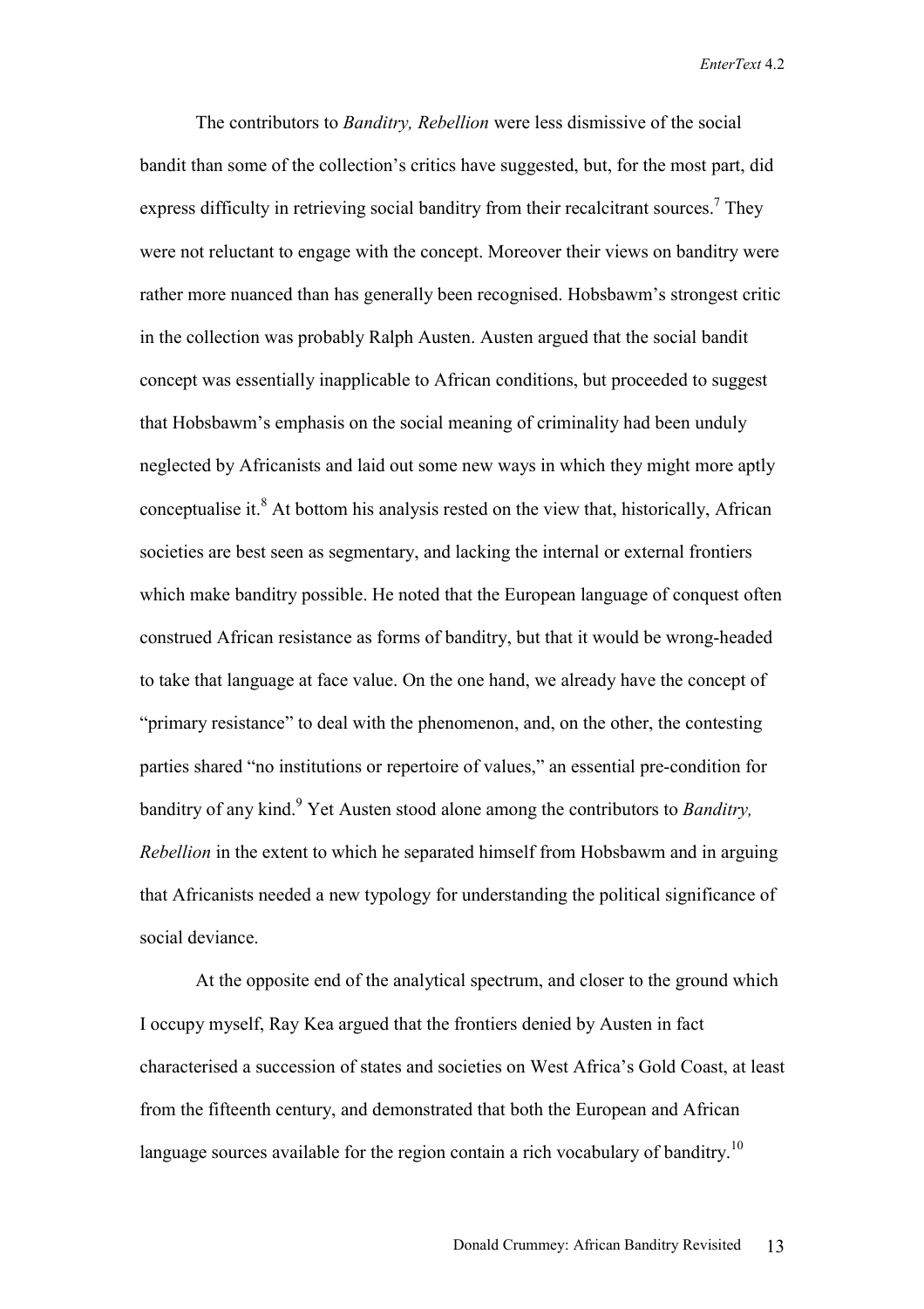The contributors to *Banditry, Rebellion* were less dismissive of the social bandit than some of the collection's critics have suggested, but, for the most part, did express difficulty in retrieving social banditry from their recalcitrant sources.[7] They were not reluctant to engage with the concept. Moreover their views on banditry were rather more nuanced than has generally been recognised. Hobsbawm's strongest critic in the collection was probably Ralph Austen. Austen argued that the social bandit concept was essentially inapplicable to African conditions, but proceeded to suggest that Hobsbawm's emphasis on the social meaning of criminality had been unduly neglected by Africanists and laid out some new ways in which they might more aptly conceptualise it.[8] At bottom his analysis rested on the view that, historically, African societies are best seen as segmentary, and lacking the internal or external frontiers which make banditry possible. He noted that the European language of conquest often construed African resistance as forms of banditry, but that it would be wrong-headed to take that language at face value. On the one hand, we already have the concept of "primary resistance" to deal with the phenomenon, and, on the other, the contesting parties shared "no institutions or repertoire of values," an essential pre-condition for banditry of any kind.[9] Yet Austen stood alone among the contributors to *Banditry, Rebellion* in the extent to which he separated himself from Hobsbawm and in arguing that Africanists needed a new typology for understanding the political significance of social deviance.

At the opposite end of the analytical spectrum, and closer to the ground which I occupy myself, Ray Kea argued that the frontiers denied by Austen in fact characterised a succession of states and societies on West Africa's Gold Coast, at least from the fifteenth century, and demonstrated that both the European and African language sources available for the region contain a rich vocabulary of banditry.[10]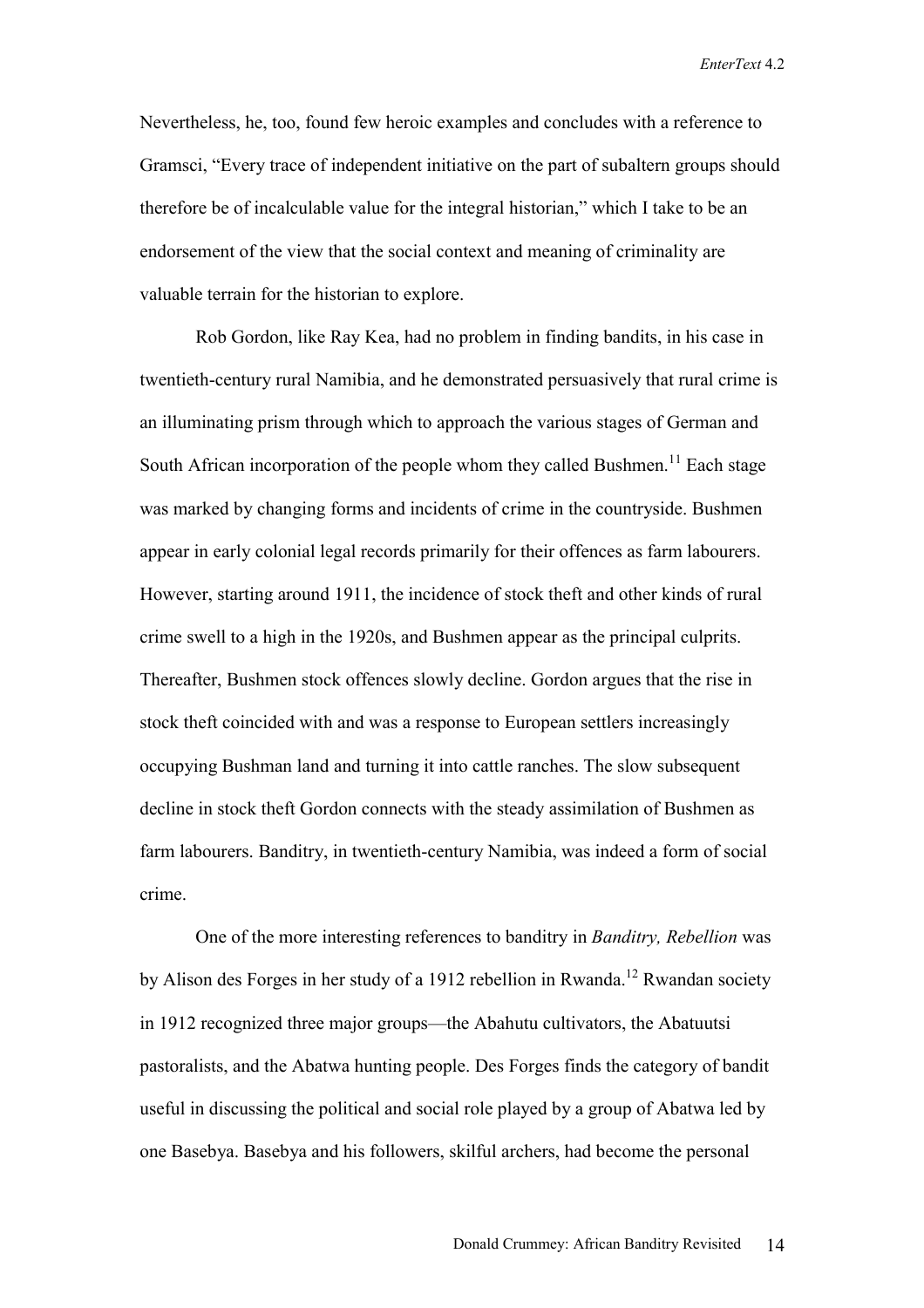Nevertheless, he, too, found few heroic examples and concludes with a reference to Gramsci, "Every trace of independent initiative on the part of subaltern groups should therefore be of incalculable value for the integral historian," which I take to be an endorsement of the view that the social context and meaning of criminality are valuable terrain for the historian to explore.

Rob Gordon, like Ray Kea, had no problem in finding bandits, in his case in twentieth-century rural Namibia, and he demonstrated persuasively that rural crime is an illuminating prism through which to approach the various stages of German and South African incorporation of the people whom they called Bushmen.[11] Each stage was marked by changing forms and incidents of crime in the countryside. Bushmen appear in early colonial legal records primarily for their offences as farm labourers. However, starting around 1911, the incidence of stock theft and other kinds of rural crime swell to a high in the 1920s, and Bushmen appear as the principal culprits. Thereafter, Bushmen stock offences slowly decline. Gordon argues that the rise in stock theft coincided with and was a response to European settlers increasingly occupying Bushman land and turning it into cattle ranches. The slow subsequent decline in stock theft Gordon connects with the steady assimilation of Bushmen as farm labourers. Banditry, in twentieth-century Namibia, was indeed a form of social crime.

One of the more interesting references to banditry in *Banditry, Rebellion* was by Alison des Forges in her study of a 1912 rebellion in Rwanda.[12] Rwandan society in 1912 recognized three major groups—the Abahutu cultivators, the Abatuutsi pastoralists, and the Abatwa hunting people. Des Forges finds the category of bandit useful in discussing the political and social role played by a group of Abatwa led by one Basebya. Basebya and his followers, skilful archers, had become the personal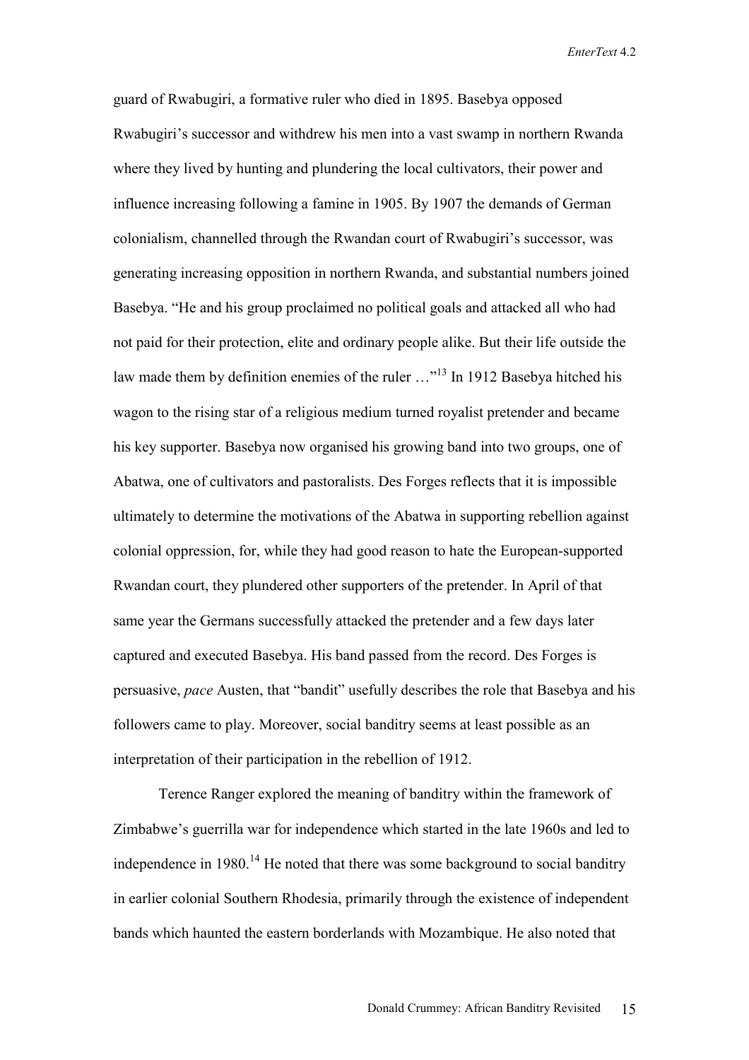guard of Rwabugiri, a formative ruler who died in 1895. Basebya opposed Rwabugiri's successor and withdrew his men into a vast swamp in northern Rwanda where they lived by hunting and plundering the local cultivators, their power and influence increasing following a famine in 1905. By 1907 the demands of German colonialism, channelled through the Rwandan court of Rwabugiri's successor, was generating increasing opposition in northern Rwanda, and substantial numbers joined Basebya. "He and his group proclaimed no political goals and attacked all who had not paid for their protection, elite and ordinary people alike. But their life outside the law made them by definition enemies of the ruler …"[13] In 1912 Basebya hitched his wagon to the rising star of a religious medium turned royalist pretender and became his key supporter. Basebya now organised his growing band into two groups, one of Abatwa, one of cultivators and pastoralists. Des Forges reflects that it is impossible ultimately to determine the motivations of the Abatwa in supporting rebellion against colonial oppression, for, while they had good reason to hate the European-supported Rwandan court, they plundered other supporters of the pretender. In April of that same year the Germans successfully attacked the pretender and a few days later captured and executed Basebya. His band passed from the record. Des Forges is persuasive, *pace* Austen, that "bandit" usefully describes the role that Basebya and his followers came to play. Moreover, social banditry seems at least possible as an interpretation of their participation in the rebellion of 1912.

Terence Ranger explored the meaning of banditry within the framework of Zimbabwe's guerrilla war for independence which started in the late 1960s and led to independence in 1980.[14] He noted that there was some background to social banditry in earlier colonial Southern Rhodesia, primarily through the existence of independent bands which haunted the eastern borderlands with Mozambique. He also noted that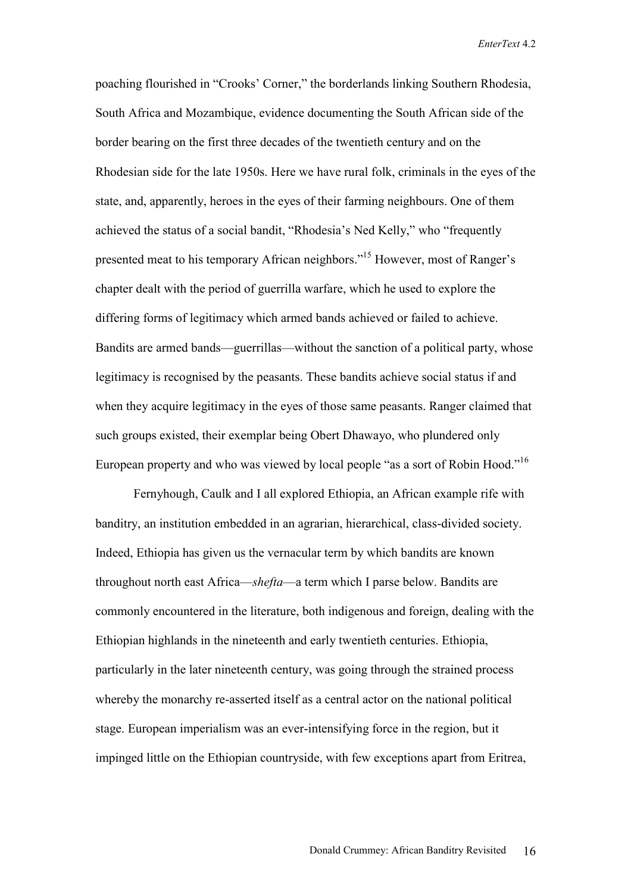poaching flourished in "Crooks' Corner," the borderlands linking Southern Rhodesia, South Africa and Mozambique, evidence documenting the South African side of the border bearing on the first three decades of the twentieth century and on the Rhodesian side for the late 1950s. Here we have rural folk, criminals in the eyes of the state, and, apparently, heroes in the eyes of their farming neighbours. One of them achieved the status of a social bandit, "Rhodesia's Ned Kelly," who "frequently presented meat to his temporary African neighbors."[15] However, most of Ranger's chapter dealt with the period of guerrilla warfare, which he used to explore the differing forms of legitimacy which armed bands achieved or failed to achieve. Bandits are armed bands—guerrillas—without the sanction of a political party, whose legitimacy is recognised by the peasants. These bandits achieve social status if and when they acquire legitimacy in the eyes of those same peasants. Ranger claimed that such groups existed, their exemplar being Obert Dhawayo, who plundered only European property and who was viewed by local people "as a sort of Robin Hood."[16]

Fernyhough, Caulk and I all explored Ethiopia, an African example rife with banditry, an institution embedded in an agrarian, hierarchical, class-divided society. Indeed, Ethiopia has given us the vernacular term by which bandits are known throughout north east Africa—*shefta*—a term which I parse below. Bandits are commonly encountered in the literature, both indigenous and foreign, dealing with the Ethiopian highlands in the nineteenth and early twentieth centuries. Ethiopia, particularly in the later nineteenth century, was going through the strained process whereby the monarchy re-asserted itself as a central actor on the national political stage. European imperialism was an ever-intensifying force in the region, but it impinged little on the Ethiopian countryside, with few exceptions apart from Eritrea,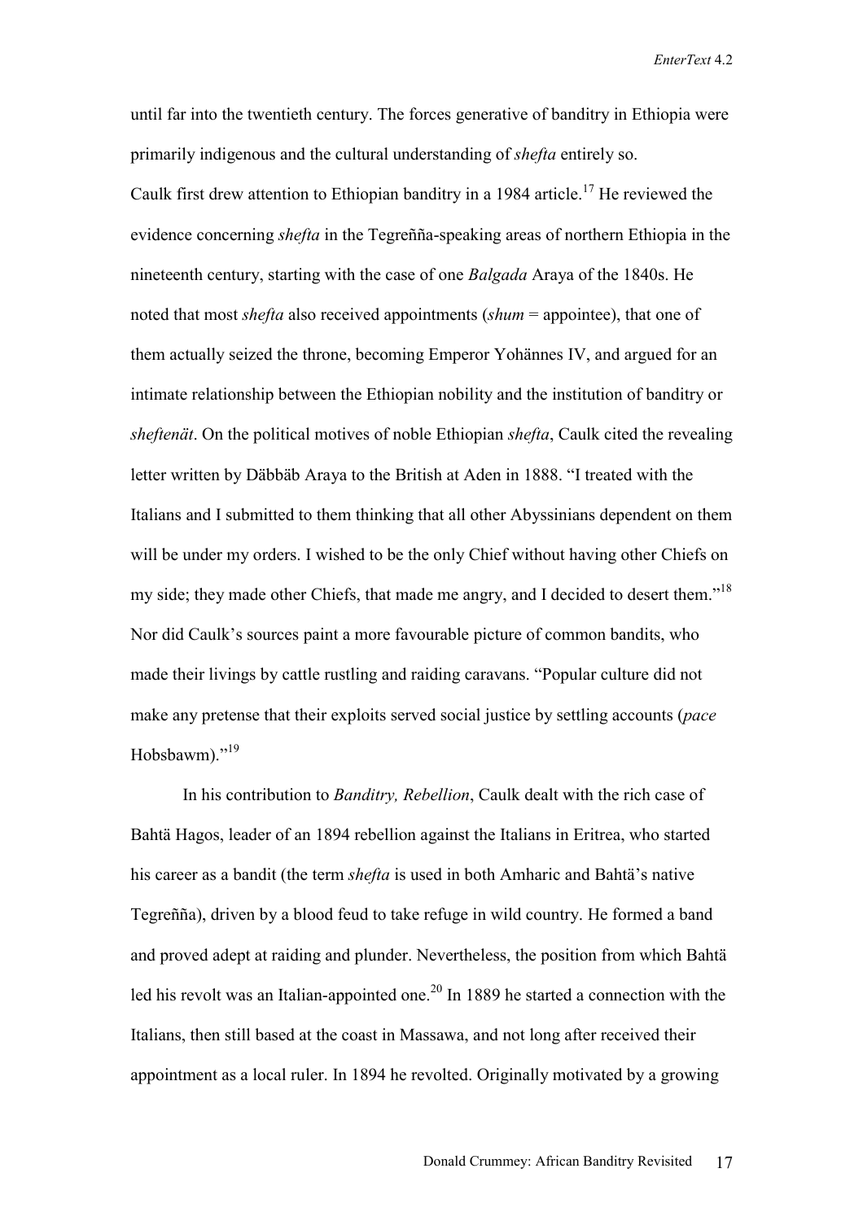until far into the twentieth century. The forces generative of banditry in Ethiopia were primarily indigenous and the cultural understanding of *shefta* entirely so.

Caulk first drew attention to Ethiopian banditry in a 1984 article.[17] He reviewed the evidence concerning *shefta* in the Tegreñña-speaking areas of northern Ethiopia in the nineteenth century, starting with the case of one *Balgada* Araya of the 1840s. He noted that most *shefta* also received appointments (*shum* = appointee), that one of them actually seized the throne, becoming Emperor Yohännes IV, and argued for an intimate relationship between the Ethiopian nobility and the institution of banditry or *sheftenät*. On the political motives of noble Ethiopian *shefta*, Caulk cited the revealing letter written by Däbbäb Araya to the British at Aden in 1888. "I treated with the Italians and I submitted to them thinking that all other Abyssinians dependent on them will be under my orders. I wished to be the only Chief without having other Chiefs on my side; they made other Chiefs, that made me angry, and I decided to desert them."[18] Nor did Caulk's sources paint a more favourable picture of common bandits, who made their livings by cattle rustling and raiding caravans. "Popular culture did not make any pretense that their exploits served social justice by settling accounts (*pace* Hobsbawm)."[19]

In his contribution to *Banditry, Rebellion*, Caulk dealt with the rich case of Bahtä Hagos, leader of an 1894 rebellion against the Italians in Eritrea, who started his career as a bandit (the term *shefta* is used in both Amharic and Bahtä's native Tegreñña), driven by a blood feud to take refuge in wild country. He formed a band and proved adept at raiding and plunder. Nevertheless, the position from which Bahtä led his revolt was an Italian-appointed one.[20] In 1889 he started a connection with the Italians, then still based at the coast in Massawa, and not long after received their appointment as a local ruler. In 1894 he revolted. Originally motivated by a growing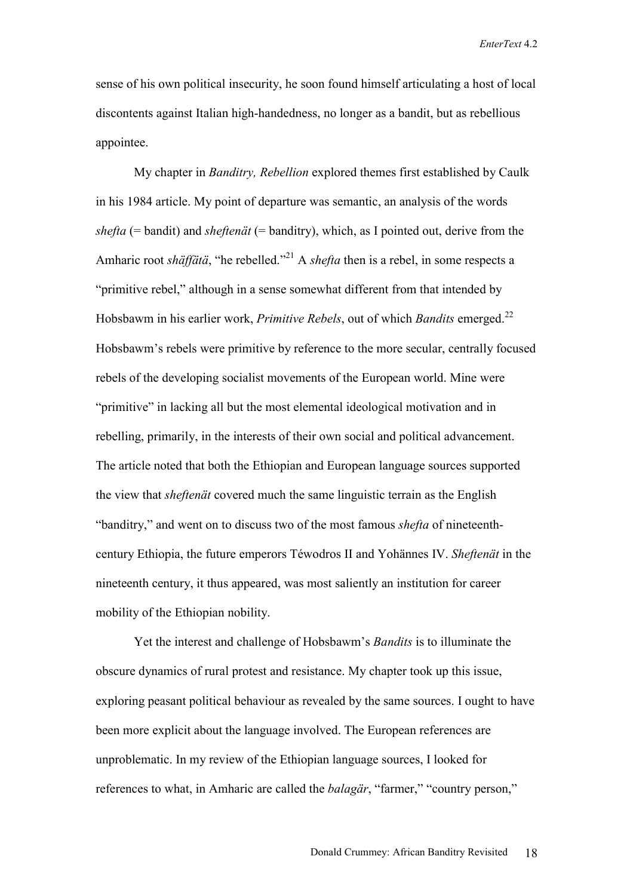sense of his own political insecurity, he soon found himself articulating a host of local discontents against Italian high-handedness, no longer as a bandit, but as rebellious appointee.

My chapter in *Banditry, Rebellion* explored themes first established by Caulk in his 1984 article. My point of departure was semantic, an analysis of the words *shefta* (= bandit) and *sheftenät* (= banditry), which, as I pointed out, derive from the Amharic root *shäffätä*, "he rebelled."[21] A *shefta* then is a rebel, in some respects a "primitive rebel," although in a sense somewhat different from that intended by Hobsbawm in his earlier work, *Primitive Rebels*, out of which *Bandits* emerged.[22] Hobsbawm's rebels were primitive by reference to the more secular, centrally focused rebels of the developing socialist movements of the European world. Mine were "primitive" in lacking all but the most elemental ideological motivation and in rebelling, primarily, in the interests of their own social and political advancement. The article noted that both the Ethiopian and European language sources supported the view that *sheftenät* covered much the same linguistic terrain as the English "banditry," and went on to discuss two of the most famous *shefta* of nineteenth-century Ethiopia, the future emperors Téwodros II and Yohännes IV. *Sheftenät* in the nineteenth century, it thus appeared, was most saliently an institution for career mobility of the Ethiopian nobility.

Yet the interest and challenge of Hobsbawm's *Bandits* is to illuminate the obscure dynamics of rural protest and resistance. My chapter took up this issue, exploring peasant political behaviour as revealed by the same sources. I ought to have been more explicit about the language involved. The European references are unproblematic. In my review of the Ethiopian language sources, I looked for references to what, in Amharic are called the *balagär*, "farmer," "country person,"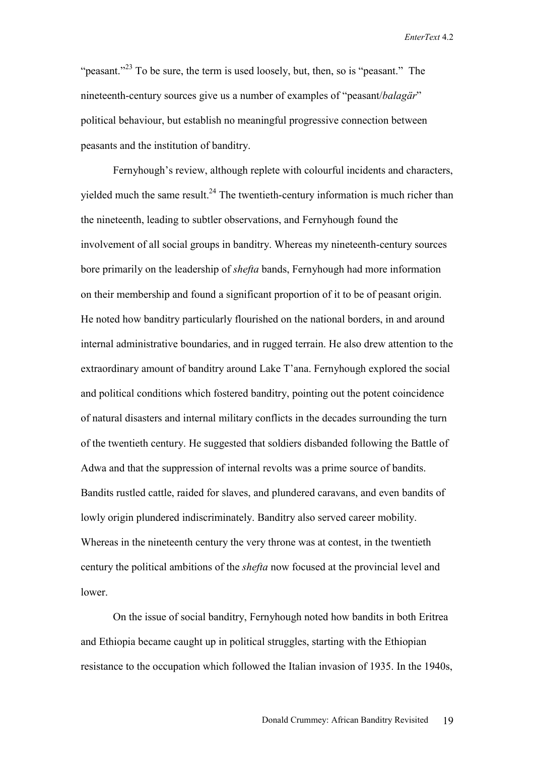"peasant."[23] To be sure, the term is used loosely, but, then, so is "peasant." The nineteenth-century sources give us a number of examples of "peasant/*balagär*" political behaviour, but establish no meaningful progressive connection between peasants and the institution of banditry.

Fernyhough's review, although replete with colourful incidents and characters, yielded much the same result.[24] The twentieth-century information is much richer than the nineteenth, leading to subtler observations, and Fernyhough found the involvement of all social groups in banditry. Whereas my nineteenth-century sources bore primarily on the leadership of *shefta* bands, Fernyhough had more information on their membership and found a significant proportion of it to be of peasant origin. He noted how banditry particularly flourished on the national borders, in and around internal administrative boundaries, and in rugged terrain. He also drew attention to the extraordinary amount of banditry around Lake T'ana. Fernyhough explored the social and political conditions which fostered banditry, pointing out the potent coincidence of natural disasters and internal military conflicts in the decades surrounding the turn of the twentieth century. He suggested that soldiers disbanded following the Battle of Adwa and that the suppression of internal revolts was a prime source of bandits. Bandits rustled cattle, raided for slaves, and plundered caravans, and even bandits of lowly origin plundered indiscriminately. Banditry also served career mobility. Whereas in the nineteenth century the very throne was at contest, in the twentieth century the political ambitions of the *shefta* now focused at the provincial level and lower.

On the issue of social banditry, Fernyhough noted how bandits in both Eritrea and Ethiopia became caught up in political struggles, starting with the Ethiopian resistance to the occupation which followed the Italian invasion of 1935. In the 1940s,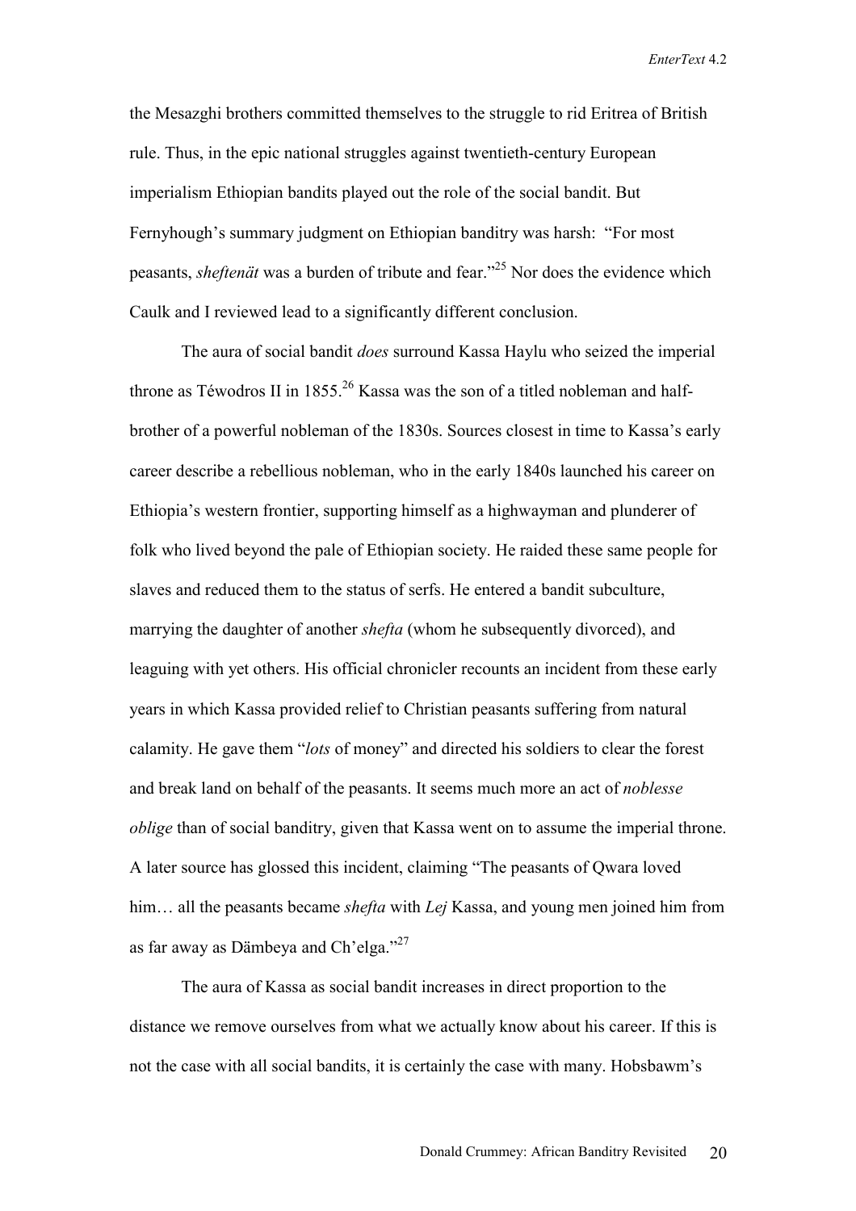the Mesazghi brothers committed themselves to the struggle to rid Eritrea of British rule. Thus, in the epic national struggles against twentieth-century European imperialism Ethiopian bandits played out the role of the social bandit. But Fernyhough's summary judgment on Ethiopian banditry was harsh: "For most peasants, *sheftenät* was a burden of tribute and fear."[25] Nor does the evidence which Caulk and I reviewed lead to a significantly different conclusion.

The aura of social bandit *does* surround Kassa Haylu who seized the imperial throne as Téwodros II in 1855.[26] Kassa was the son of a titled nobleman and half-brother of a powerful nobleman of the 1830s. Sources closest in time to Kassa's early career describe a rebellious nobleman, who in the early 1840s launched his career on Ethiopia's western frontier, supporting himself as a highwayman and plunderer of folk who lived beyond the pale of Ethiopian society. He raided these same people for slaves and reduced them to the status of serfs. He entered a bandit subculture, marrying the daughter of another *shefta* (whom he subsequently divorced), and leaguing with yet others. His official chronicler recounts an incident from these early years in which Kassa provided relief to Christian peasants suffering from natural calamity. He gave them "*lots* of money" and directed his soldiers to clear the forest and break land on behalf of the peasants. It seems much more an act of *noblesse oblige* than of social banditry, given that Kassa went on to assume the imperial throne. A later source has glossed this incident, claiming "The peasants of Qwara loved him… all the peasants became *shefta* with *Lej* Kassa, and young men joined him from as far away as Dämbeya and Ch'elga."[27]

The aura of Kassa as social bandit increases in direct proportion to the distance we remove ourselves from what we actually know about his career. If this is not the case with all social bandits, it is certainly the case with many. Hobsbawm's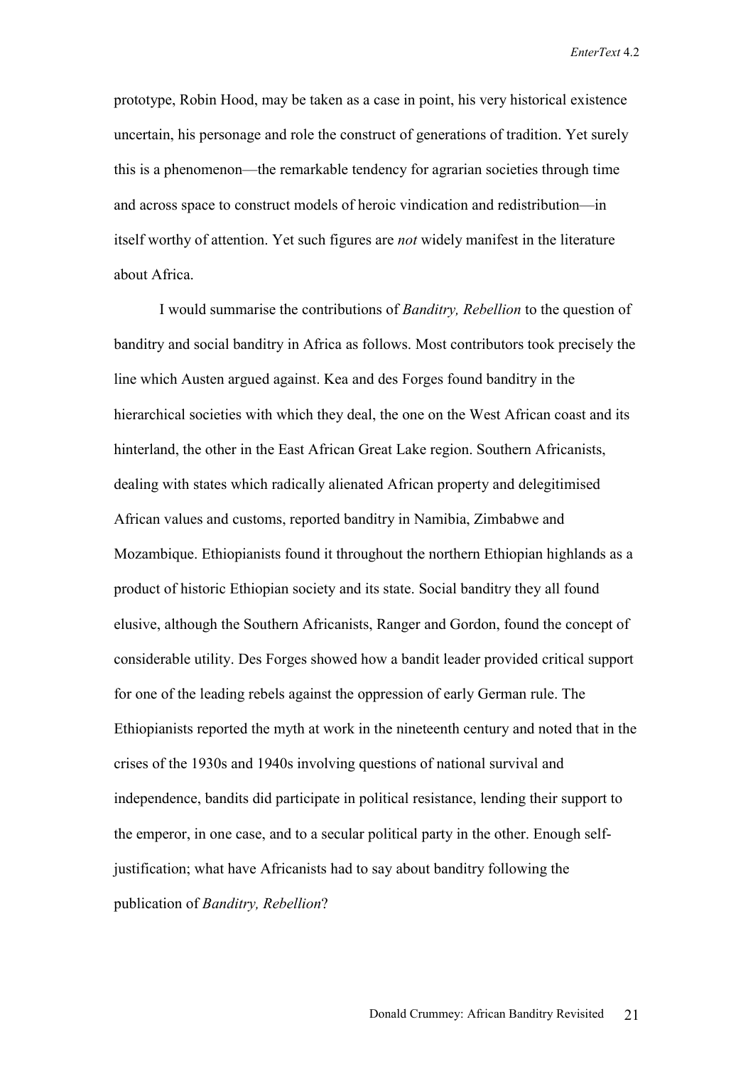prototype, Robin Hood, may be taken as a case in point, his very historical existence uncertain, his personage and role the construct of generations of tradition. Yet surely this is a phenomenon—the remarkable tendency for agrarian societies through time and across space to construct models of heroic vindication and redistribution—in itself worthy of attention. Yet such figures are *not* widely manifest in the literature about Africa.

I would summarise the contributions of *Banditry, Rebellion* to the question of banditry and social banditry in Africa as follows. Most contributors took precisely the line which Austen argued against. Kea and des Forges found banditry in the hierarchical societies with which they deal, the one on the West African coast and its hinterland, the other in the East African Great Lake region. Southern Africanists, dealing with states which radically alienated African property and delegitimised African values and customs, reported banditry in Namibia, Zimbabwe and Mozambique. Ethiopianists found it throughout the northern Ethiopian highlands as a product of historic Ethiopian society and its state. Social banditry they all found elusive, although the Southern Africanists, Ranger and Gordon, found the concept of considerable utility. Des Forges showed how a bandit leader provided critical support for one of the leading rebels against the oppression of early German rule. The Ethiopianists reported the myth at work in the nineteenth century and noted that in the crises of the 1930s and 1940s involving questions of national survival and independence, bandits did participate in political resistance, lending their support to the emperor, in one case, and to a secular political party in the other. Enough self-justification; what have Africanists had to say about banditry following the publication of *Banditry, Rebellion*?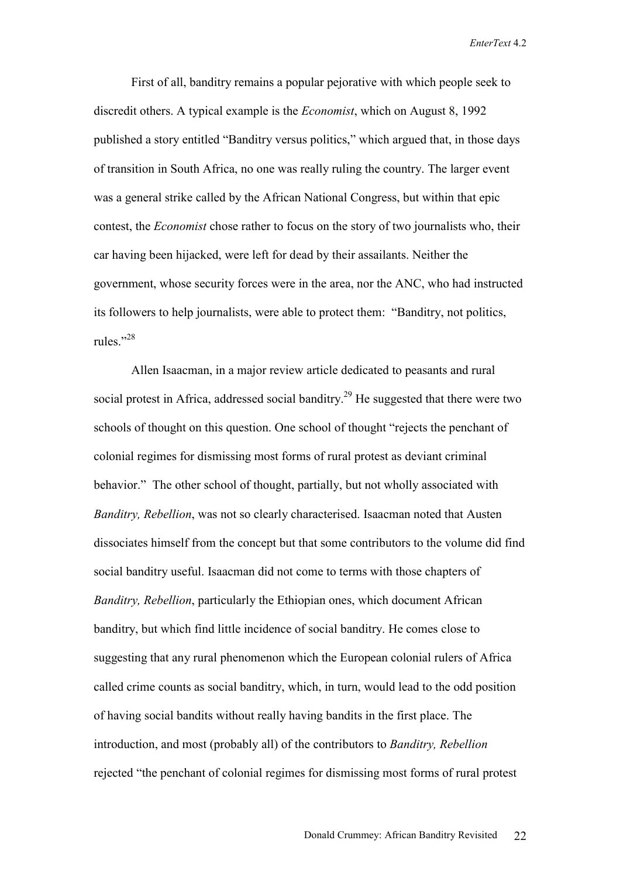First of all, banditry remains a popular pejorative with which people seek to discredit others. A typical example is the *Economist*, which on August 8, 1992 published a story entitled "Banditry versus politics," which argued that, in those days of transition in South Africa, no one was really ruling the country. The larger event was a general strike called by the African National Congress, but within that epic contest, the *Economist* chose rather to focus on the story of two journalists who, their car having been hijacked, were left for dead by their assailants. Neither the government, whose security forces were in the area, nor the ANC, who had instructed its followers to help journalists, were able to protect them: "Banditry, not politics, rules."[28]

Allen Isaacman, in a major review article dedicated to peasants and rural social protest in Africa, addressed social banditry.[29] He suggested that there were two schools of thought on this question. One school of thought "rejects the penchant of colonial regimes for dismissing most forms of rural protest as deviant criminal behavior." The other school of thought, partially, but not wholly associated with *Banditry, Rebellion*, was not so clearly characterised. Isaacman noted that Austen dissociates himself from the concept but that some contributors to the volume did find social banditry useful. Isaacman did not come to terms with those chapters of *Banditry, Rebellion*, particularly the Ethiopian ones, which document African banditry, but which find little incidence of social banditry. He comes close to suggesting that any rural phenomenon which the European colonial rulers of Africa called crime counts as social banditry, which, in turn, would lead to the odd position of having social bandits without really having bandits in the first place. The introduction, and most (probably all) of the contributors to *Banditry, Rebellion* rejected "the penchant of colonial regimes for dismissing most forms of rural protest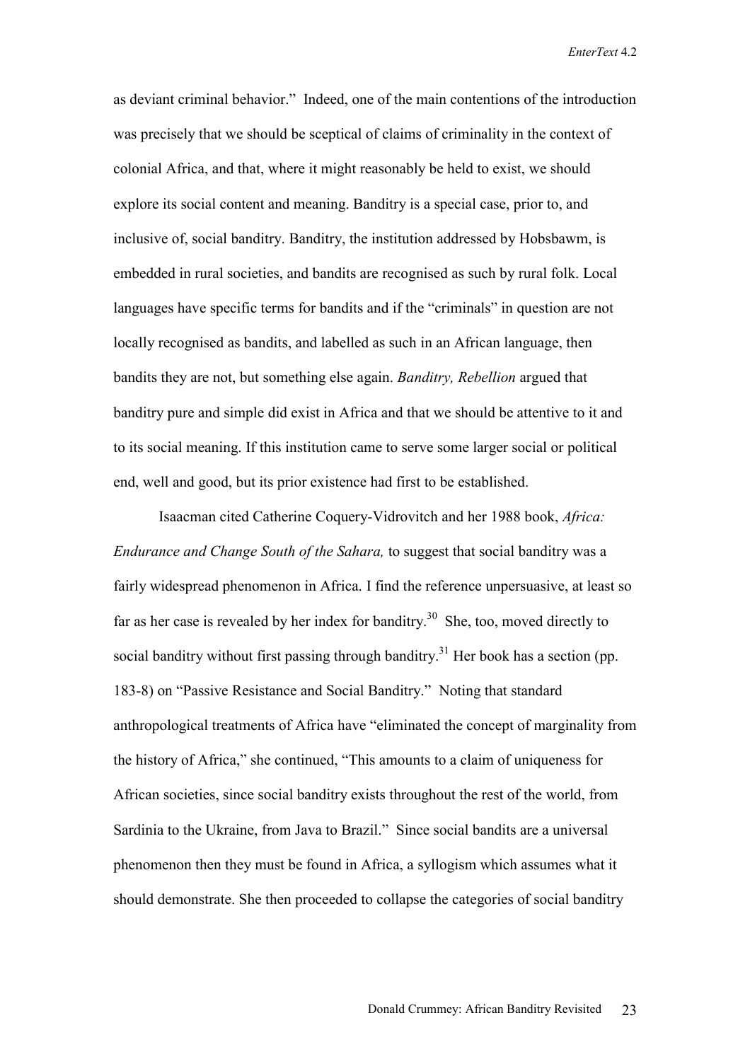as deviant criminal behavior." Indeed, one of the main contentions of the introduction was precisely that we should be sceptical of claims of criminality in the context of colonial Africa, and that, where it might reasonably be held to exist, we should explore its social content and meaning. Banditry is a special case, prior to, and inclusive of, social banditry. Banditry, the institution addressed by Hobsbawm, is embedded in rural societies, and bandits are recognised as such by rural folk. Local languages have specific terms for bandits and if the "criminals" in question are not locally recognised as bandits, and labelled as such in an African language, then bandits they are not, but something else again. *Banditry, Rebellion* argued that banditry pure and simple did exist in Africa and that we should be attentive to it and to its social meaning. If this institution came to serve some larger social or political end, well and good, but its prior existence had first to be established.

Isaacman cited Catherine Coquery-Vidrovitch and her 1988 book, *Africa: Endurance and Change South of the Sahara,* to suggest that social banditry was a fairly widespread phenomenon in Africa. I find the reference unpersuasive, at least so far as her case is revealed by her index for banditry.[30] She, too, moved directly to social banditry without first passing through banditry.[31] Her book has a section (pp. 183-8) on "Passive Resistance and Social Banditry." Noting that standard anthropological treatments of Africa have "eliminated the concept of marginality from the history of Africa," she continued, "This amounts to a claim of uniqueness for African societies, since social banditry exists throughout the rest of the world, from Sardinia to the Ukraine, from Java to Brazil." Since social bandits are a universal phenomenon then they must be found in Africa, a syllogism which assumes what it should demonstrate. She then proceeded to collapse the categories of social banditry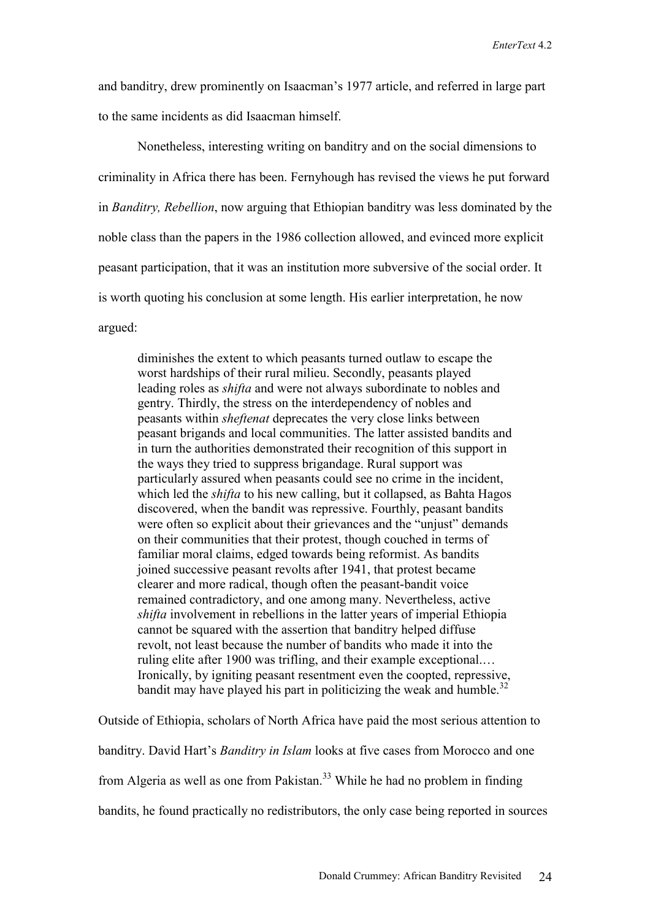and banditry, drew prominently on Isaacman's 1977 article, and referred in large part to the same incidents as did Isaacman himself.

Nonetheless, interesting writing on banditry and on the social dimensions to criminality in Africa there has been. Fernyhough has revised the views he put forward in *Banditry, Rebellion*, now arguing that Ethiopian banditry was less dominated by the noble class than the papers in the 1986 collection allowed, and evinced more explicit peasant participation, that it was an institution more subversive of the social order. It is worth quoting his conclusion at some length. His earlier interpretation, he now argued:

> diminishes the extent to which peasants turned outlaw to escape the worst hardships of their rural milieu. Secondly, peasants played leading roles as *shifta* and were not always subordinate to nobles and gentry. Thirdly, the stress on the interdependency of nobles and peasants within *sheftenat* deprecates the very close links between peasant brigands and local communities. The latter assisted bandits and in turn the authorities demonstrated their recognition of this support in the ways they tried to suppress brigandage. Rural support was particularly assured when peasants could see no crime in the incident, which led the *shifta* to his new calling, but it collapsed, as Bahta Hagos discovered, when the bandit was repressive. Fourthly, peasant bandits were often so explicit about their grievances and the "unjust" demands on their communities that their protest, though couched in terms of familiar moral claims, edged towards being reformist. As bandits joined successive peasant revolts after 1941, that protest became clearer and more radical, though often the peasant-bandit voice remained contradictory, and one among many. Nevertheless, active *shifta* involvement in rebellions in the latter years of imperial Ethiopia cannot be squared with the assertion that banditry helped diffuse revolt, not least because the number of bandits who made it into the ruling elite after 1900 was trifling, and their example exceptional.… Ironically, by igniting peasant resentment even the coopted, repressive, bandit may have played his part in politicizing the weak and humble.[32]

Outside of Ethiopia, scholars of North Africa have paid the most serious attention to banditry. David Hart's *Banditry in Islam* looks at five cases from Morocco and one from Algeria as well as one from Pakistan.[33] While he had no problem in finding bandits, he found practically no redistributors, the only case being reported in sources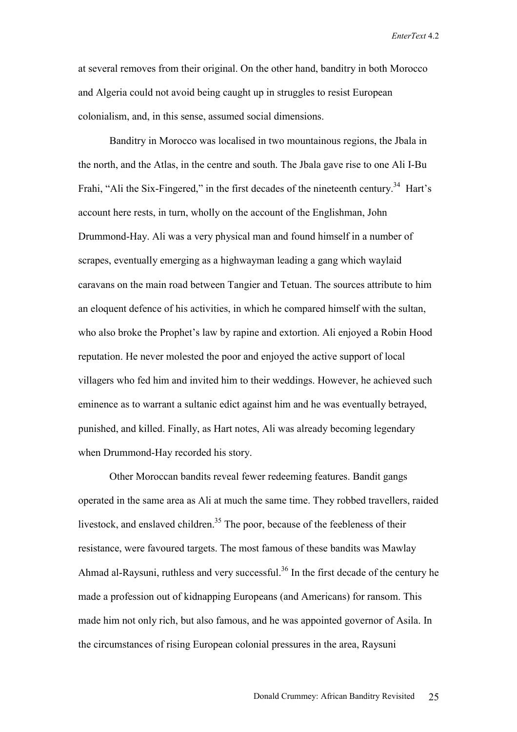at several removes from their original. On the other hand, banditry in both Morocco and Algeria could not avoid being caught up in struggles to resist European colonialism, and, in this sense, assumed social dimensions.

Banditry in Morocco was localised in two mountainous regions, the Jbala in the north, and the Atlas, in the centre and south. The Jbala gave rise to one Ali I-Bu Frahi, "Ali the Six-Fingered," in the first decades of the nineteenth century.[34] Hart's account here rests, in turn, wholly on the account of the Englishman, John Drummond-Hay. Ali was a very physical man and found himself in a number of scrapes, eventually emerging as a highwayman leading a gang which waylaid caravans on the main road between Tangier and Tetuan. The sources attribute to him an eloquent defence of his activities, in which he compared himself with the sultan, who also broke the Prophet's law by rapine and extortion. Ali enjoyed a Robin Hood reputation. He never molested the poor and enjoyed the active support of local villagers who fed him and invited him to their weddings. However, he achieved such eminence as to warrant a sultanic edict against him and he was eventually betrayed, punished, and killed. Finally, as Hart notes, Ali was already becoming legendary when Drummond-Hay recorded his story.

Other Moroccan bandits reveal fewer redeeming features. Bandit gangs operated in the same area as Ali at much the same time. They robbed travellers, raided livestock, and enslaved children.[35] The poor, because of the feebleness of their resistance, were favoured targets. The most famous of these bandits was Mawlay Ahmad al-Raysuni, ruthless and very successful.[36] In the first decade of the century he made a profession out of kidnapping Europeans (and Americans) for ransom. This made him not only rich, but also famous, and he was appointed governor of Asila. In the circumstances of rising European colonial pressures in the area, Raysuni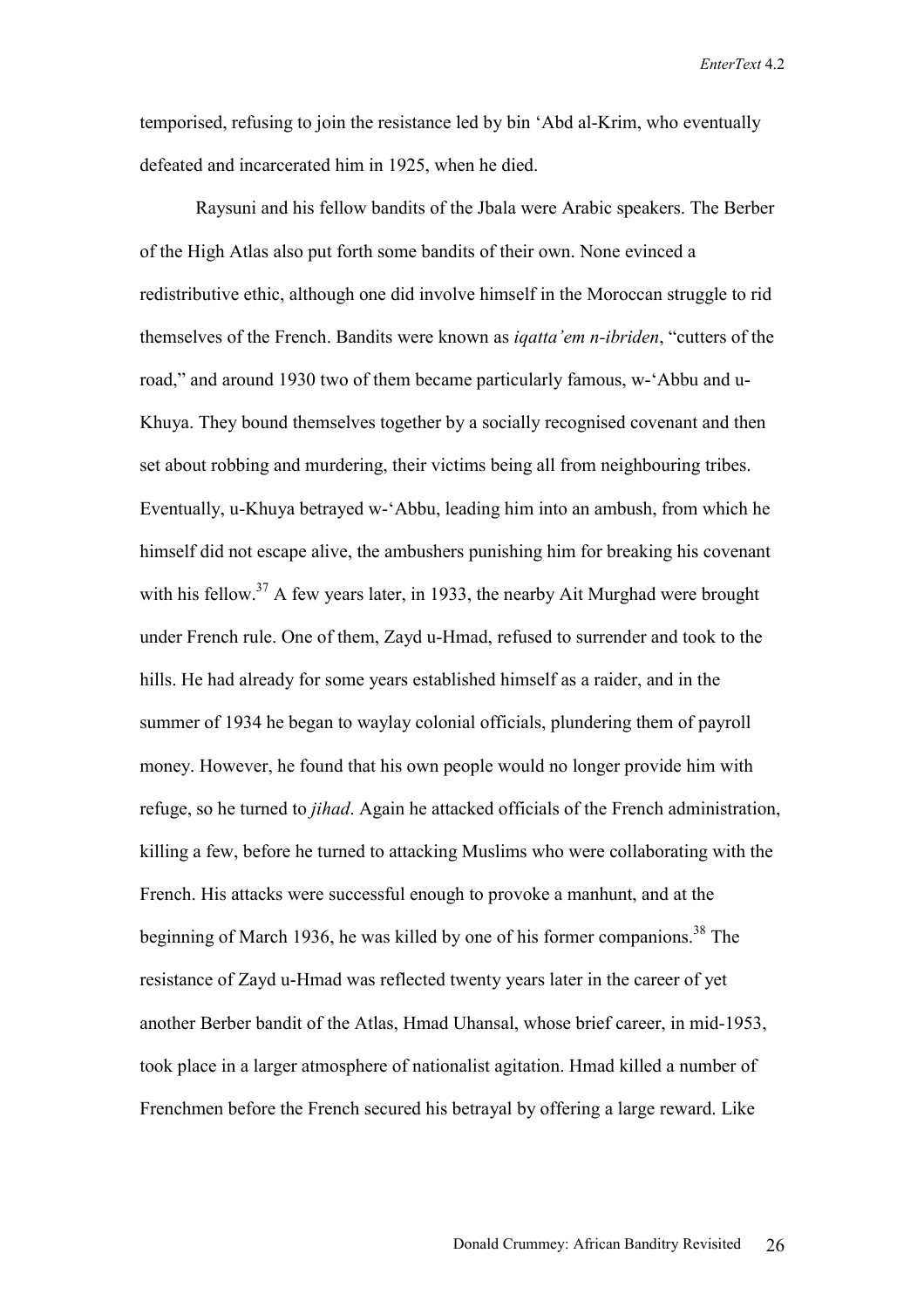temporised, refusing to join the resistance led by bin 'Abd al-Krim, who eventually defeated and incarcerated him in 1925, when he died.

Raysuni and his fellow bandits of the Jbala were Arabic speakers. The Berber of the High Atlas also put forth some bandits of their own. None evinced a redistributive ethic, although one did involve himself in the Moroccan struggle to rid themselves of the French. Bandits were known as *iqatta'em n-ibriden*, "cutters of the road," and around 1930 two of them became particularly famous, w-'Abbu and u-Khuya. They bound themselves together by a socially recognised covenant and then set about robbing and murdering, their victims being all from neighbouring tribes. Eventually, u-Khuya betrayed w-'Abbu, leading him into an ambush, from which he himself did not escape alive, the ambushers punishing him for breaking his covenant with his fellow.[37] A few years later, in 1933, the nearby Ait Murghad were brought under French rule. One of them, Zayd u-Hmad, refused to surrender and took to the hills. He had already for some years established himself as a raider, and in the summer of 1934 he began to waylay colonial officials, plundering them of payroll money. However, he found that his own people would no longer provide him with refuge, so he turned to *jihad*. Again he attacked officials of the French administration, killing a few, before he turned to attacking Muslims who were collaborating with the French. His attacks were successful enough to provoke a manhunt, and at the beginning of March 1936, he was killed by one of his former companions.[38] The resistance of Zayd u-Hmad was reflected twenty years later in the career of yet another Berber bandit of the Atlas, Hmad Uhansal, whose brief career, in mid-1953, took place in a larger atmosphere of nationalist agitation. Hmad killed a number of Frenchmen before the French secured his betrayal by offering a large reward. Like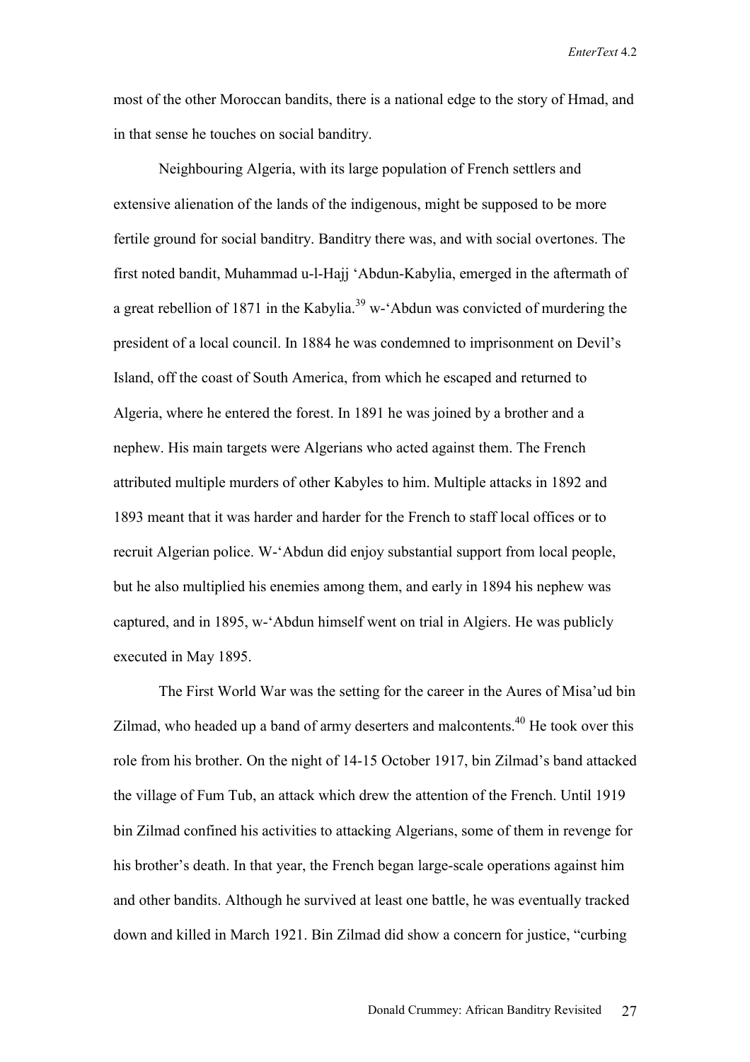most of the other Moroccan bandits, there is a national edge to the story of Hmad, and in that sense he touches on social banditry.

Neighbouring Algeria, with its large population of French settlers and extensive alienation of the lands of the indigenous, might be supposed to be more fertile ground for social banditry. Banditry there was, and with social overtones. The first noted bandit, Muhammad u-l-Hajj ‘Abdun-Kabylia, emerged in the aftermath of a great rebellion of 1871 in the Kabylia.[39] w-‘Abdun was convicted of murdering the president of a local council. In 1884 he was condemned to imprisonment on Devil’s Island, off the coast of South America, from which he escaped and returned to Algeria, where he entered the forest. In 1891 he was joined by a brother and a nephew. His main targets were Algerians who acted against them. The French attributed multiple murders of other Kabyles to him. Multiple attacks in 1892 and 1893 meant that it was harder and harder for the French to staff local offices or to recruit Algerian police. W-‘Abdun did enjoy substantial support from local people, but he also multiplied his enemies among them, and early in 1894 his nephew was captured, and in 1895, w-‘Abdun himself went on trial in Algiers. He was publicly executed in May 1895.

The First World War was the setting for the career in the Aures of Misa’ud bin Zilmad, who headed up a band of army deserters and malcontents.[40] He took over this role from his brother. On the night of 14-15 October 1917, bin Zilmad’s band attacked the village of Fum Tub, an attack which drew the attention of the French. Until 1919 bin Zilmad confined his activities to attacking Algerians, some of them in revenge for his brother’s death. In that year, the French began large-scale operations against him and other bandits. Although he survived at least one battle, he was eventually tracked down and killed in March 1921. Bin Zilmad did show a concern for justice, “curbing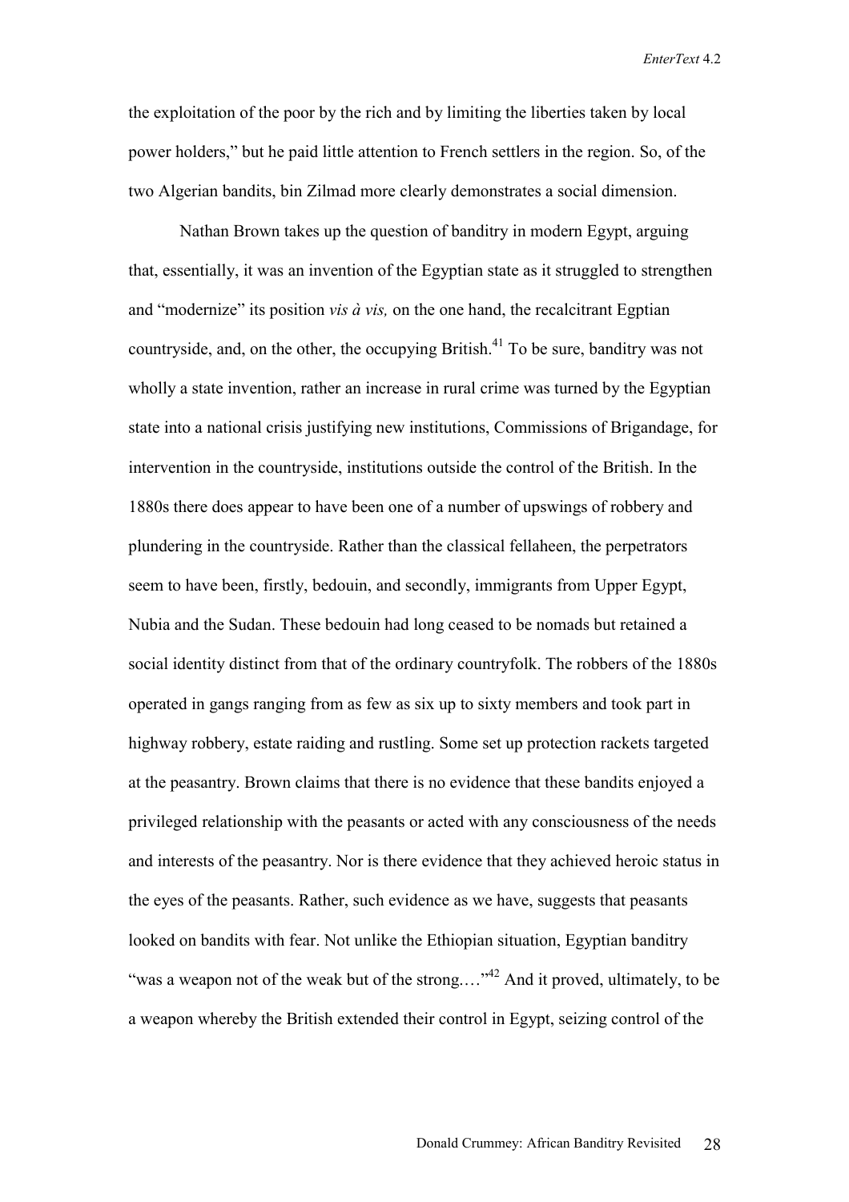the exploitation of the poor by the rich and by limiting the liberties taken by local power holders," but he paid little attention to French settlers in the region. So, of the two Algerian bandits, bin Zilmad more clearly demonstrates a social dimension.

Nathan Brown takes up the question of banditry in modern Egypt, arguing that, essentially, it was an invention of the Egyptian state as it struggled to strengthen and "modernize" its position *vis à vis,* on the one hand, the recalcitrant Egptian countryside, and, on the other, the occupying British.[41] To be sure, banditry was not wholly a state invention, rather an increase in rural crime was turned by the Egyptian state into a national crisis justifying new institutions, Commissions of Brigandage, for intervention in the countryside, institutions outside the control of the British. In the 1880s there does appear to have been one of a number of upswings of robbery and plundering in the countryside. Rather than the classical fellaheen, the perpetrators seem to have been, firstly, bedouin, and secondly, immigrants from Upper Egypt, Nubia and the Sudan. These bedouin had long ceased to be nomads but retained a social identity distinct from that of the ordinary countryfolk. The robbers of the 1880s operated in gangs ranging from as few as six up to sixty members and took part in highway robbery, estate raiding and rustling. Some set up protection rackets targeted at the peasantry. Brown claims that there is no evidence that these bandits enjoyed a privileged relationship with the peasants or acted with any consciousness of the needs and interests of the peasantry. Nor is there evidence that they achieved heroic status in the eyes of the peasants. Rather, such evidence as we have, suggests that peasants looked on bandits with fear. Not unlike the Ethiopian situation, Egyptian banditry "was a weapon not of the weak but of the strong.…"[42] And it proved, ultimately, to be a weapon whereby the British extended their control in Egypt, seizing control of the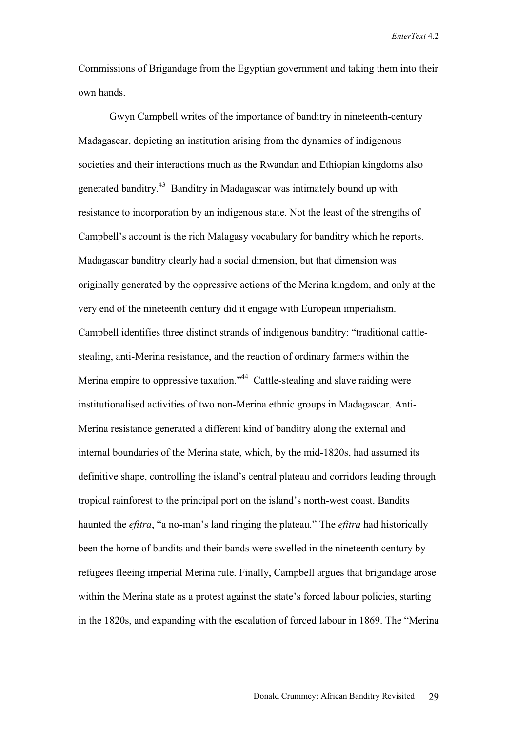Commissions of Brigandage from the Egyptian government and taking them into their own hands.

Gwyn Campbell writes of the importance of banditry in nineteenth-century Madagascar, depicting an institution arising from the dynamics of indigenous societies and their interactions much as the Rwandan and Ethiopian kingdoms also generated banditry.[43] Banditry in Madagascar was intimately bound up with resistance to incorporation by an indigenous state. Not the least of the strengths of Campbell's account is the rich Malagasy vocabulary for banditry which he reports. Madagascar banditry clearly had a social dimension, but that dimension was originally generated by the oppressive actions of the Merina kingdom, and only at the very end of the nineteenth century did it engage with European imperialism. Campbell identifies three distinct strands of indigenous banditry: "traditional cattle-stealing, anti-Merina resistance, and the reaction of ordinary farmers within the Merina empire to oppressive taxation."[44] Cattle-stealing and slave raiding were institutionalised activities of two non-Merina ethnic groups in Madagascar. Anti-Merina resistance generated a different kind of banditry along the external and internal boundaries of the Merina state, which, by the mid-1820s, had assumed its definitive shape, controlling the island's central plateau and corridors leading through tropical rainforest to the principal port on the island's north-west coast. Bandits haunted the *efitra*, "a no-man's land ringing the plateau." The *efitra* had historically been the home of bandits and their bands were swelled in the nineteenth century by refugees fleeing imperial Merina rule. Finally, Campbell argues that brigandage arose within the Merina state as a protest against the state's forced labour policies, starting in the 1820s, and expanding with the escalation of forced labour in 1869. The "Merina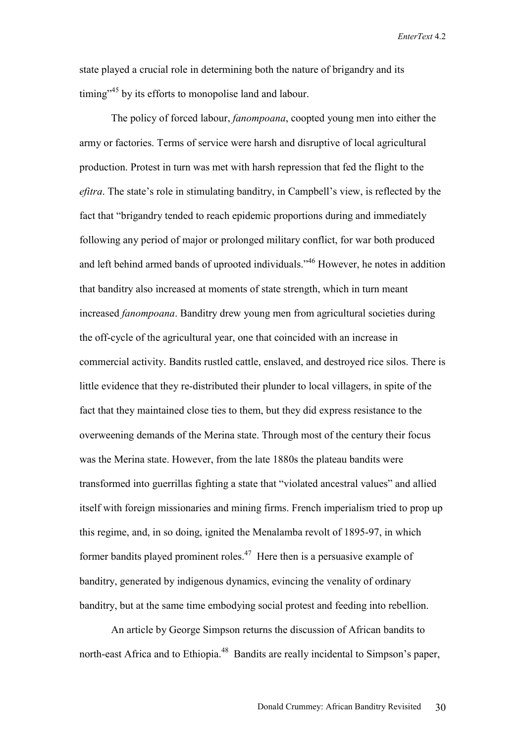state played a crucial role in determining both the nature of brigandry and its timing"[45] by its efforts to monopolise land and labour.

The policy of forced labour, *fanompoana*, coopted young men into either the army or factories. Terms of service were harsh and disruptive of local agricultural production. Protest in turn was met with harsh repression that fed the flight to the *efitra*. The state's role in stimulating banditry, in Campbell's view, is reflected by the fact that "brigandry tended to reach epidemic proportions during and immediately following any period of major or prolonged military conflict, for war both produced and left behind armed bands of uprooted individuals."[46] However, he notes in addition that banditry also increased at moments of state strength, which in turn meant increased *fanompoana*. Banditry drew young men from agricultural societies during the off-cycle of the agricultural year, one that coincided with an increase in commercial activity. Bandits rustled cattle, enslaved, and destroyed rice silos. There is little evidence that they re-distributed their plunder to local villagers, in spite of the fact that they maintained close ties to them, but they did express resistance to the overweening demands of the Merina state. Through most of the century their focus was the Merina state. However, from the late 1880s the plateau bandits were transformed into guerrillas fighting a state that "violated ancestral values" and allied itself with foreign missionaries and mining firms. French imperialism tried to prop up this regime, and, in so doing, ignited the Menalamba revolt of 1895-97, in which former bandits played prominent roles.[47] Here then is a persuasive example of banditry, generated by indigenous dynamics, evincing the venality of ordinary banditry, but at the same time embodying social protest and feeding into rebellion.

An article by George Simpson returns the discussion of African bandits to north-east Africa and to Ethiopia.[48] Bandits are really incidental to Simpson's paper,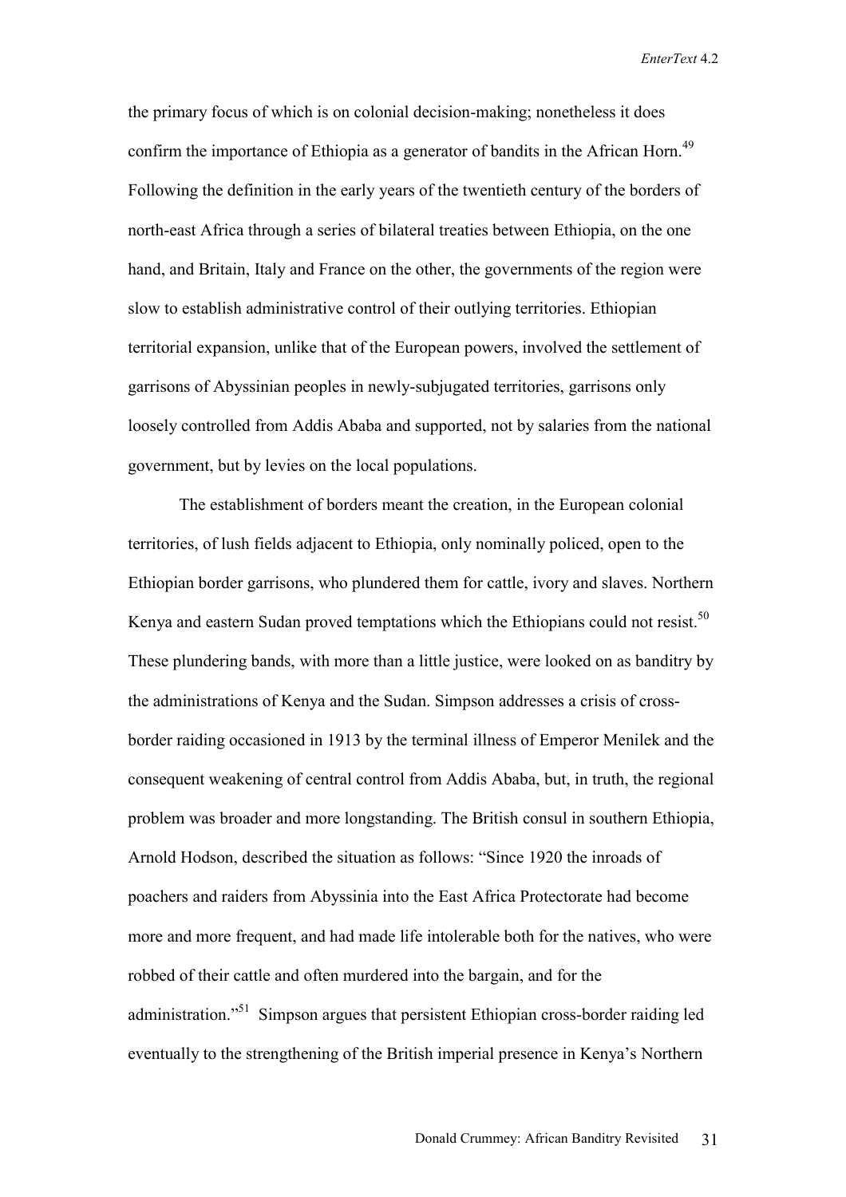the primary focus of which is on colonial decision-making; nonetheless it does confirm the importance of Ethiopia as a generator of bandits in the African Horn.[49] Following the definition in the early years of the twentieth century of the borders of north-east Africa through a series of bilateral treaties between Ethiopia, on the one hand, and Britain, Italy and France on the other, the governments of the region were slow to establish administrative control of their outlying territories. Ethiopian territorial expansion, unlike that of the European powers, involved the settlement of garrisons of Abyssinian peoples in newly-subjugated territories, garrisons only loosely controlled from Addis Ababa and supported, not by salaries from the national government, but by levies on the local populations.

The establishment of borders meant the creation, in the European colonial territories, of lush fields adjacent to Ethiopia, only nominally policed, open to the Ethiopian border garrisons, who plundered them for cattle, ivory and slaves. Northern Kenya and eastern Sudan proved temptations which the Ethiopians could not resist.[50] These plundering bands, with more than a little justice, were looked on as banditry by the administrations of Kenya and the Sudan. Simpson addresses a crisis of cross-border raiding occasioned in 1913 by the terminal illness of Emperor Menilek and the consequent weakening of central control from Addis Ababa, but, in truth, the regional problem was broader and more longstanding. The British consul in southern Ethiopia, Arnold Hodson, described the situation as follows: "Since 1920 the inroads of poachers and raiders from Abyssinia into the East Africa Protectorate had become more and more frequent, and had made life intolerable both for the natives, who were robbed of their cattle and often murdered into the bargain, and for the administration."[51] Simpson argues that persistent Ethiopian cross-border raiding led eventually to the strengthening of the British imperial presence in Kenya's Northern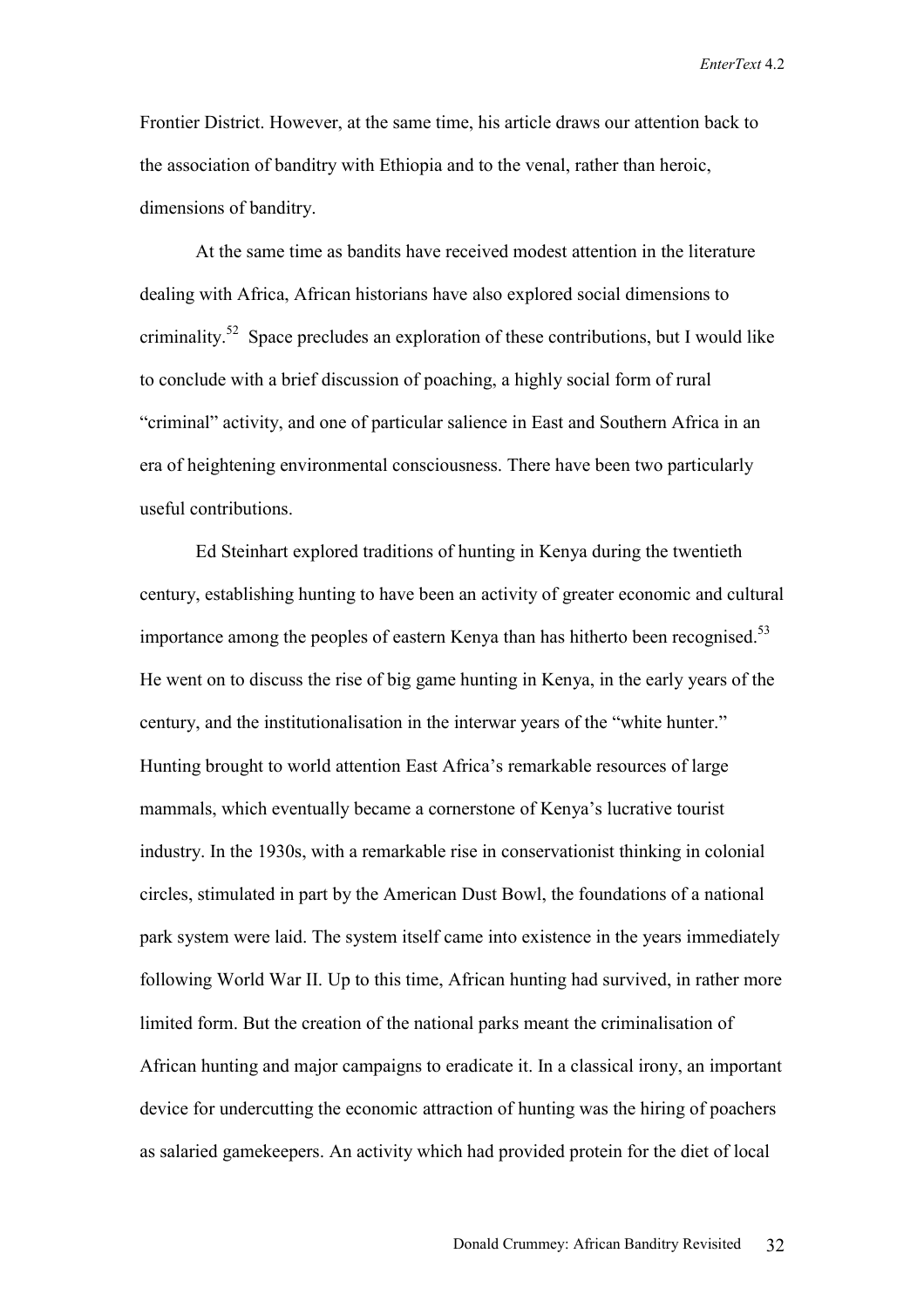Frontier District. However, at the same time, his article draws our attention back to the association of banditry with Ethiopia and to the venal, rather than heroic, dimensions of banditry.

At the same time as bandits have received modest attention in the literature dealing with Africa, African historians have also explored social dimensions to criminality.[52] Space precludes an exploration of these contributions, but I would like to conclude with a brief discussion of poaching, a highly social form of rural "criminal" activity, and one of particular salience in East and Southern Africa in an era of heightening environmental consciousness. There have been two particularly useful contributions.

Ed Steinhart explored traditions of hunting in Kenya during the twentieth century, establishing hunting to have been an activity of greater economic and cultural importance among the peoples of eastern Kenya than has hitherto been recognised.[53] He went on to discuss the rise of big game hunting in Kenya, in the early years of the century, and the institutionalisation in the interwar years of the "white hunter." Hunting brought to world attention East Africa's remarkable resources of large mammals, which eventually became a cornerstone of Kenya's lucrative tourist industry. In the 1930s, with a remarkable rise in conservationist thinking in colonial circles, stimulated in part by the American Dust Bowl, the foundations of a national park system were laid. The system itself came into existence in the years immediately following World War II. Up to this time, African hunting had survived, in rather more limited form. But the creation of the national parks meant the criminalisation of African hunting and major campaigns to eradicate it. In a classical irony, an important device for undercutting the economic attraction of hunting was the hiring of poachers as salaried gamekeepers. An activity which had provided protein for the diet of local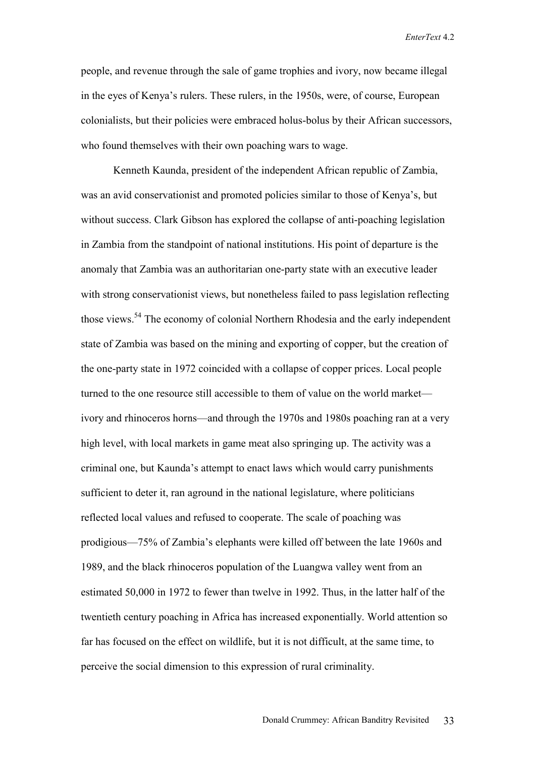people, and revenue through the sale of game trophies and ivory, now became illegal in the eyes of Kenya's rulers. These rulers, in the 1950s, were, of course, European colonialists, but their policies were embraced holus-bolus by their African successors, who found themselves with their own poaching wars to wage.

Kenneth Kaunda, president of the independent African republic of Zambia, was an avid conservationist and promoted policies similar to those of Kenya's, but without success. Clark Gibson has explored the collapse of anti-poaching legislation in Zambia from the standpoint of national institutions. His point of departure is the anomaly that Zambia was an authoritarian one-party state with an executive leader with strong conservationist views, but nonetheless failed to pass legislation reflecting those views.[54] The economy of colonial Northern Rhodesia and the early independent state of Zambia was based on the mining and exporting of copper, but the creation of the one-party state in 1972 coincided with a collapse of copper prices. Local people turned to the one resource still accessible to them of value on the world market—ivory and rhinoceros horns—and through the 1970s and 1980s poaching ran at a very high level, with local markets in game meat also springing up. The activity was a criminal one, but Kaunda's attempt to enact laws which would carry punishments sufficient to deter it, ran aground in the national legislature, where politicians reflected local values and refused to cooperate. The scale of poaching was prodigious—75% of Zambia's elephants were killed off between the late 1960s and 1989, and the black rhinoceros population of the Luangwa valley went from an estimated 50,000 in 1972 to fewer than twelve in 1992. Thus, in the latter half of the twentieth century poaching in Africa has increased exponentially. World attention so far has focused on the effect on wildlife, but it is not difficult, at the same time, to perceive the social dimension to this expression of rural criminality.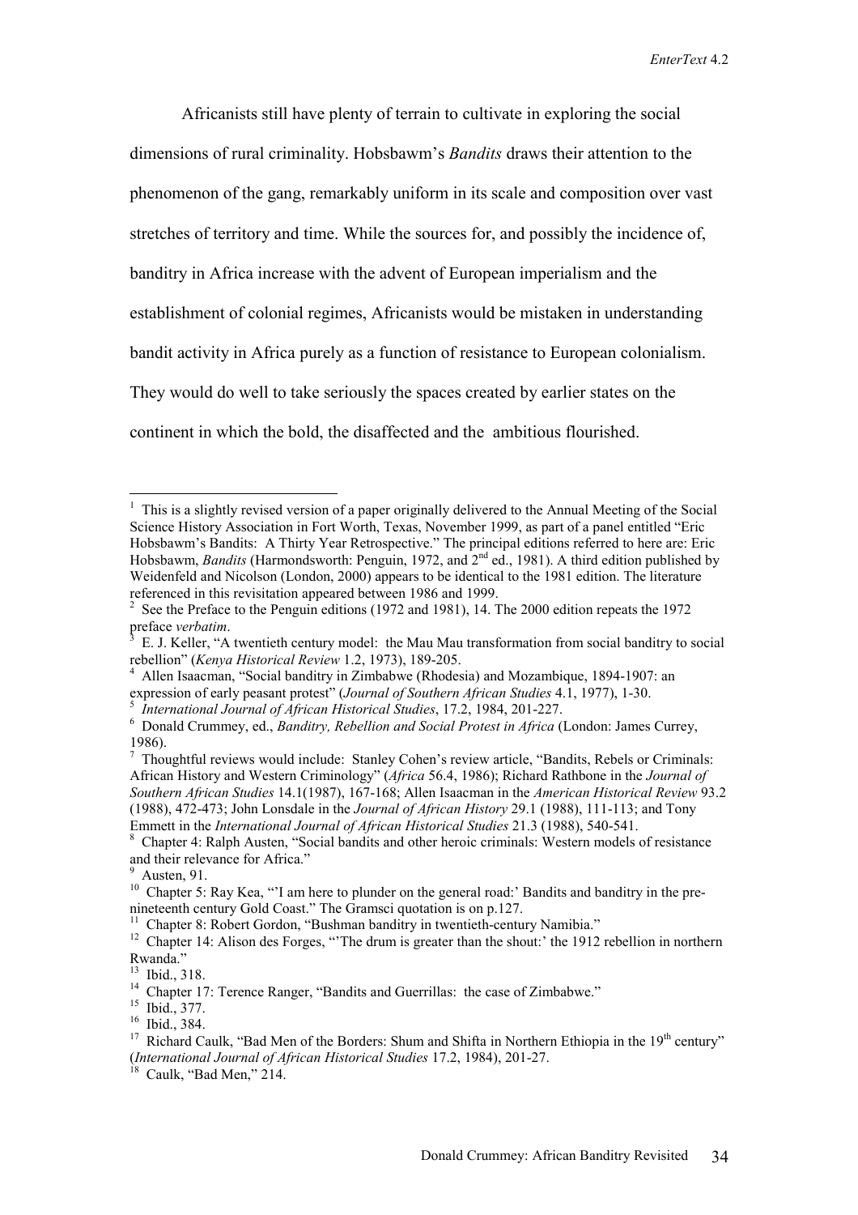Africanists still have plenty of terrain to cultivate in exploring the social dimensions of rural criminality. Hobsbawm's *Bandits* draws their attention to the phenomenon of the gang, remarkably uniform in its scale and composition over vast stretches of territory and time. While the sources for, and possibly the incidence of, banditry in Africa increase with the advent of European imperialism and the establishment of colonial regimes, Africanists would be mistaken in understanding bandit activity in Africa purely as a function of resistance to European colonialism. They would do well to take seriously the spaces created by earlier states on the continent in which the bold, the disaffected and the ambitious flourished.

---

[1] This is a slightly revised version of a paper originally delivered to the Annual Meeting of the Social Science History Association in Fort Worth, Texas, November 1999, as part of a panel entitled "Eric Hobsbawm's Bandits: A Thirty Year Retrospective." The principal editions referred to here are: Eric Hobsbawm, *Bandits* (Harmondsworth: Penguin, 1972, and 2nd ed., 1981). A third edition published by Weidenfeld and Nicolson (London, 2000) appears to be identical to the 1981 edition. The literature referenced in this revisitation appeared between 1986 and 1999.

[2] See the Preface to the Penguin editions (1972 and 1981), 14. The 2000 edition repeats the 1972 preface *verbatim*.

[3] E. J. Keller, "A twentieth century model: the Mau Mau transformation from social banditry to social rebellion" (*Kenya Historical Review* 1.2, 1973), 189-205.

[4] Allen Isaacman, "Social banditry in Zimbabwe (Rhodesia) and Mozambique, 1894-1907: an expression of early peasant protest" (*Journal of Southern African Studies* 4.1, 1977), 1-30.

[5] *International Journal of African Historical Studies*, 17.2, 1984, 201-227.

[6] Donald Crummey, ed., *Banditry, Rebellion and Social Protest in Africa* (London: James Currey, 1986).

[7] Thoughtful reviews would include: Stanley Cohen's review article, "Bandits, Rebels or Criminals: African History and Western Criminology" (*Africa* 56.4, 1986); Richard Rathbone in the *Journal of Southern African Studies* 14.1(1987), 167-168; Allen Isaacman in the *American Historical Review* 93.2 (1988), 472-473; John Lonsdale in the *Journal of African History* 29.1 (1988), 111-113; and Tony Emmett in the *International Journal of African Historical Studies* 21.3 (1988), 540-541.

[8] Chapter 4: Ralph Austen, "Social bandits and other heroic criminals: Western models of resistance and their relevance for Africa."

[9] Austen, 91.

[10] Chapter 5: Ray Kea, "'I am here to plunder on the general road:' Bandits and banditry in the pre-nineteenth century Gold Coast." The Gramsci quotation is on p.127.

[11] Chapter 8: Robert Gordon, "Bushman banditry in twentieth-century Namibia."

[12] Chapter 14: Alison des Forges, "'The drum is greater than the shout:' the 1912 rebellion in northern Rwanda."

[13] Ibid., 318.

[14] Chapter 17: Terence Ranger, "Bandits and Guerrillas: the case of Zimbabwe."

[15] Ibid., 377.

[16] Ibid., 384.

[17] Richard Caulk, "Bad Men of the Borders: Shum and Shifta in Northern Ethiopia in the 19th century" (*International Journal of African Historical Studies* 17.2, 1984), 201-27.

[18] Caulk, "Bad Men," 214.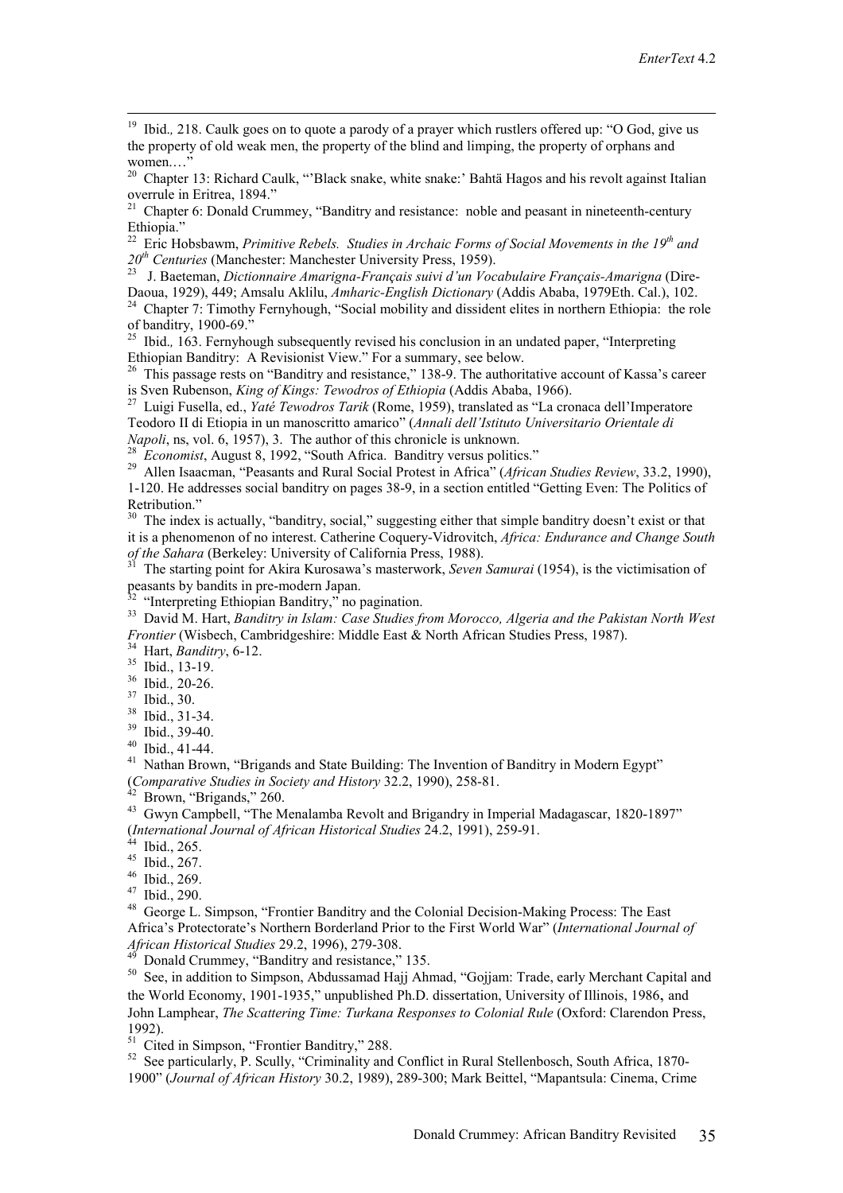[19] Ibid., 218. Caulk goes on to quote a parody of a prayer which rustlers offered up: "O God, give us the property of old weak men, the property of the blind and limping, the property of orphans and women.…"

[20] Chapter 13: Richard Caulk, "'Black snake, white snake:' Bahtä Hagos and his revolt against Italian overrule in Eritrea, 1894."

[21] Chapter 6: Donald Crummey, "Banditry and resistance: noble and peasant in nineteenth-century Ethiopia."

[22] Eric Hobsbawm, *Primitive Rebels. Studies in Archaic Forms of Social Movements in the 19th and 20th Centuries* (Manchester: Manchester University Press, 1959).

[23] J. Baeteman, *Dictionnaire Amarigna-Français suivi d'un Vocabulaire Français-Amarigna* (Dire-Daoua, 1929), 449; Amsalu Aklilu, *Amharic-English Dictionary* (Addis Ababa, 1979Eth. Cal.), 102.

[24] Chapter 7: Timothy Fernyhough, "Social mobility and dissident elites in northern Ethiopia: the role of banditry, 1900-69."

[25] Ibid., 163. Fernyhough subsequently revised his conclusion in an undated paper, "Interpreting Ethiopian Banditry: A Revisionist View." For a summary, see below.

[26] This passage rests on "Banditry and resistance," 138-9. The authoritative account of Kassa's career is Sven Rubenson, *King of Kings: Tewodros of Ethiopia* (Addis Ababa, 1966).

[27] Luigi Fusella, ed., *Yaté Tewodros Tarik* (Rome, 1959), translated as "La cronaca dell'Imperatore Teodoro II di Etiopia in un manoscritto amarico" (*Annali dell'Istituto Universitario Orientale di Napoli*, ns, vol. 6, 1957), 3. The author of this chronicle is unknown.

[28] *Economist*, August 8, 1992, "South Africa. Banditry versus politics."

[29] Allen Isaacman, "Peasants and Rural Social Protest in Africa" (*African Studies Review*, 33.2, 1990), 1-120. He addresses social banditry on pages 38-9, in a section entitled "Getting Even: The Politics of Retribution."

[30] The index is actually, "banditry, social," suggesting either that simple banditry doesn't exist or that it is a phenomenon of no interest. Catherine Coquery-Vidrovitch, *Africa: Endurance and Change South of the Sahara* (Berkeley: University of California Press, 1988).

[31] The starting point for Akira Kurosawa's masterwork, *Seven Samurai* (1954), is the victimisation of peasants by bandits in pre-modern Japan.

[32] "Interpreting Ethiopian Banditry," no pagination.

[33] David M. Hart, *Banditry in Islam: Case Studies from Morocco, Algeria and the Pakistan North West Frontier* (Wisbech, Cambridgeshire: Middle East & North African Studies Press, 1987).

[34] Hart, *Banditry*, 6-12.

[35] Ibid., 13-19.

[36] Ibid., 20-26.

[37] Ibid., 30.

[38] Ibid., 31-34.

[39] Ibid., 39-40.

[40] Ibid., 41-44.

[41] Nathan Brown, "Brigands and State Building: The Invention of Banditry in Modern Egypt" (*Comparative Studies in Society and History* 32.2, 1990), 258-81.

[42] Brown, "Brigands," 260.

[43] Gwyn Campbell, "The Menalamba Revolt and Brigandry in Imperial Madagascar, 1820-1897" (*International Journal of African Historical Studies* 24.2, 1991), 259-91.

[44] Ibid., 265.

[45] Ibid., 267.

[46] Ibid., 269.

[47] Ibid., 290.

[48] George L. Simpson, "Frontier Banditry and the Colonial Decision-Making Process: The East Africa's Protectorate's Northern Borderland Prior to the First World War" (*International Journal of African Historical Studies* 29.2, 1996), 279-308.

[49] Donald Crummey, "Banditry and resistance," 135.

[50] See, in addition to Simpson, Abdussamad Hajj Ahmad, "Gojjam: Trade, early Merchant Capital and the World Economy, 1901-1935," unpublished Ph.D. dissertation, University of Illinois, 1986, and John Lamphear, *The Scattering Time: Turkana Responses to Colonial Rule* (Oxford: Clarendon Press, 1992).

[51] Cited in Simpson, "Frontier Banditry," 288.

[52] See particularly, P. Scully, "Criminality and Conflict in Rural Stellenbosch, South Africa, 1870-1900" (*Journal of African History* 30.2, 1989), 289-300; Mark Beittel, "Mapantsula: Cinema, Crime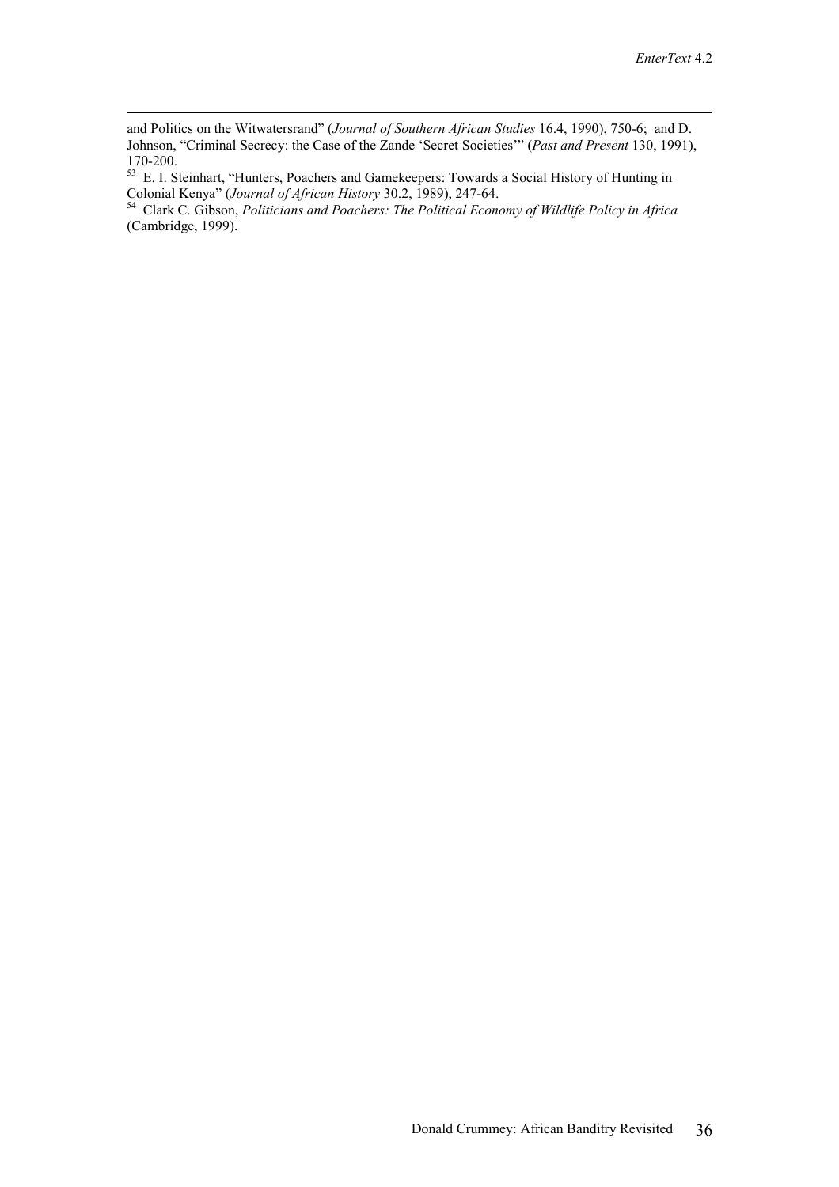and Politics on the Witwatersrand" (*Journal of Southern African Studies* 16.4, 1990), 750-6; and D. Johnson, "Criminal Secrecy: the Case of the Zande 'Secret Societies'" (*Past and Present* 130, 1991), 170-200.

[53] E. I. Steinhart, "Hunters, Poachers and Gamekeepers: Towards a Social History of Hunting in Colonial Kenya" (*Journal of African History* 30.2, 1989), 247-64.

[54] Clark C. Gibson, *Politicians and Poachers: The Political Economy of Wildlife Policy in Africa* (Cambridge, 1999).